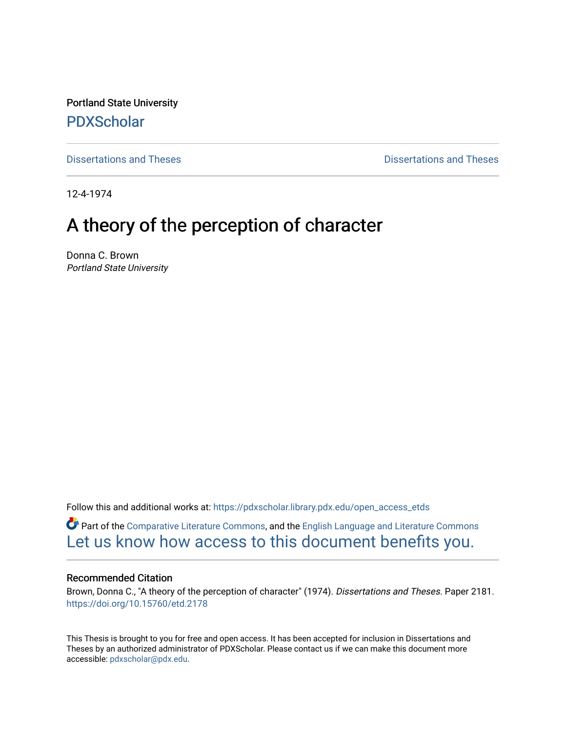Portland State University

# PDXScholar

Dissertations and Theses | Dissertations and Theses

12-4-1974

# A theory of the perception of character

Donna C. Brown
*Portland State University*

Follow this and additional works at: https://pdxscholar.library.pdx.edu/open_access_etds

Part of the Comparative Literature Commons, and the English Language and Literature Commons
Let us know how access to this document benefits you.

## Recommended Citation

Brown, Donna C., "A theory of the perception of character" (1974). *Dissertations and Theses.* Paper 2181.
https://doi.org/10.15760/etd.2178

This Thesis is brought to you for free and open access. It has been accepted for inclusion in Dissertations and Theses by an authorized administrator of PDXScholar. Please contact us if we can make this document more accessible: pdxscholar@pdx.edu.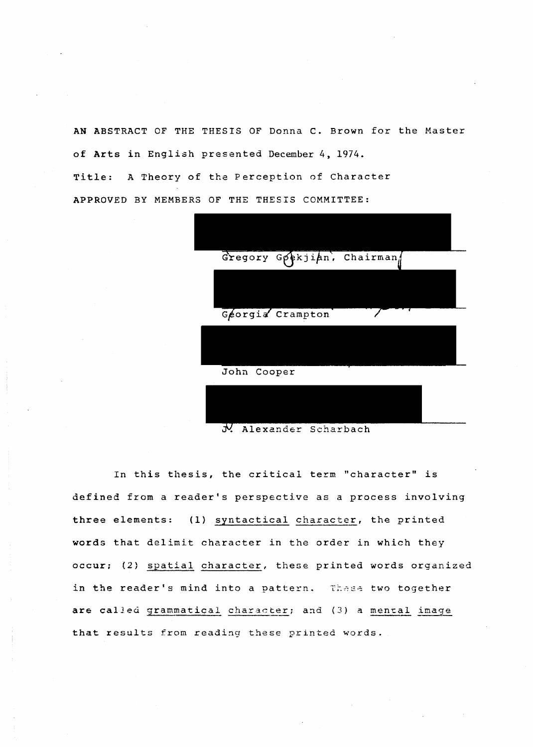**AN ABSTRACT OF THE THESIS OF** Donna C. Brown for the Master of **Arts** in English presented December 4, 1974.

**Title:** A Theory of the Perception of Character

**APPROVED BY MEMBERS OF THE THESIS COMMITTEE:**

Gregory Goekjian, Chairman

Georgia Crampton

John Cooper

J. Alexander Scharbach

In this thesis, the critical term "character" is defined from a reader's perspective as a process involving three elements: (1) syntactical character, the printed words that delimit character in the order in which they occur; (2) spatial character, these printed words organized in the reader's mind into a pattern. These two together are called grammatical character; and (3) a mental image that results from reading these printed words.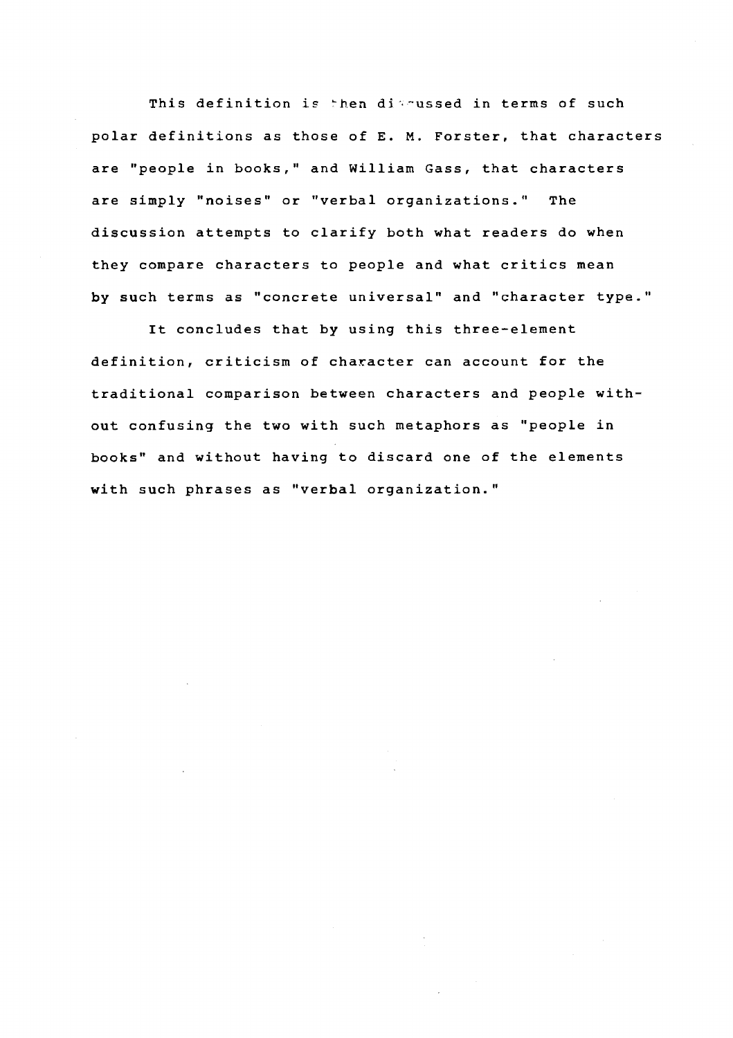This definition is then discussed in terms of such polar definitions as those of E. M. Forster, that characters are "people in books," and William Gass, that characters are simply "noises" or "verbal organizations." The discussion attempts to clarify both what readers do when they compare characters to people and what critics mean by such terms as "concrete universal" and "character type."

It concludes that by using this three-element definition, criticism of character can account for the traditional comparison between characters and people without confusing the two with such metaphors as "people in books" and without having to discard one of the elements with such phrases as "verbal organization."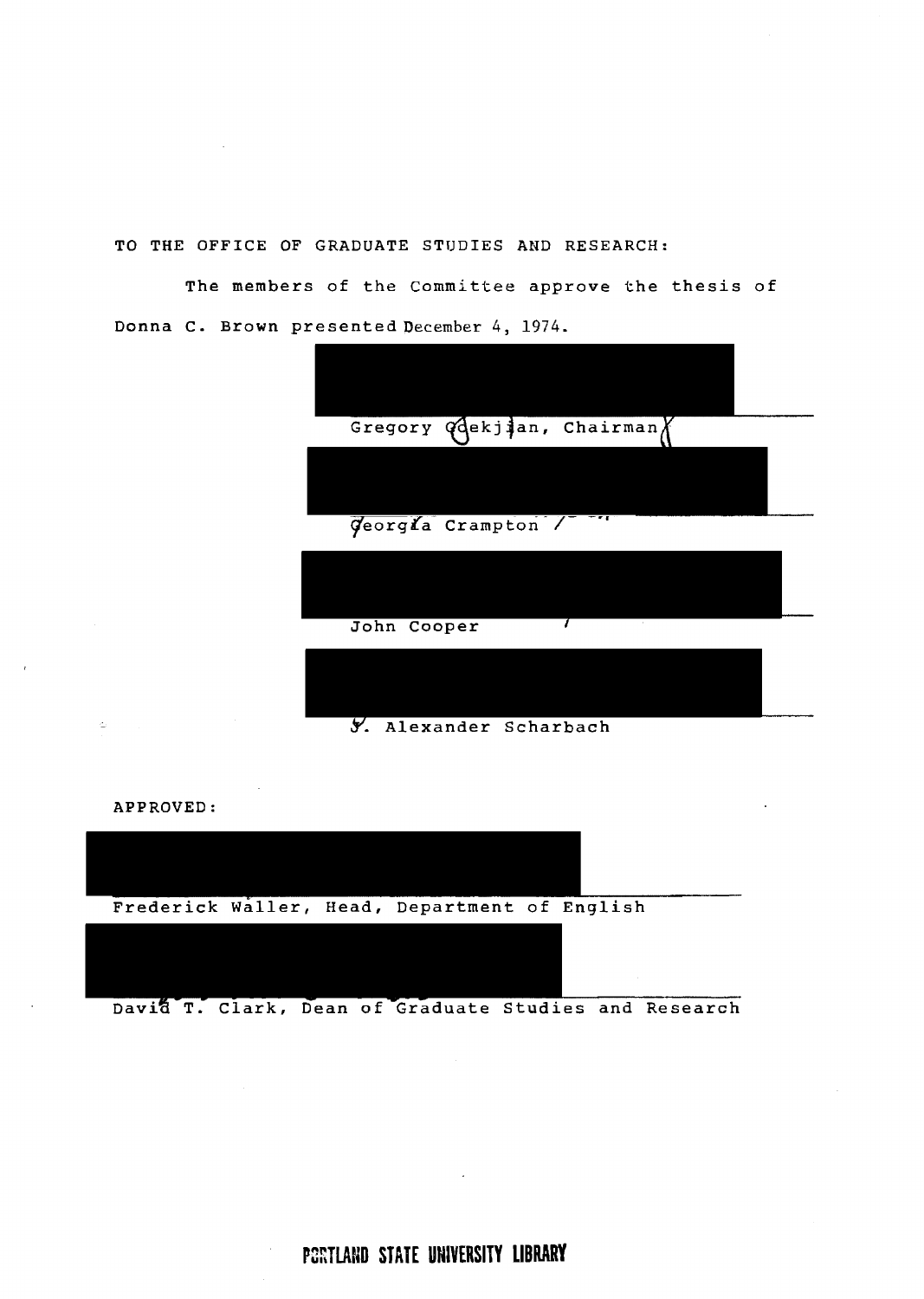TO THE OFFICE OF GRADUATE STUDIES AND RESEARCH:

The members of the Committee approve the thesis of Donna C. Brown presented December 4, 1974.

Gregory Goekjian, Chairman

Georgia Crampton

John Cooper

J. Alexander Scharbach

APPROVED:

Frederick Waller, Head, Department of English

David T. Clark, Dean of Graduate Studies and Research

PORTLAND STATE UNIVERSITY LIBRARY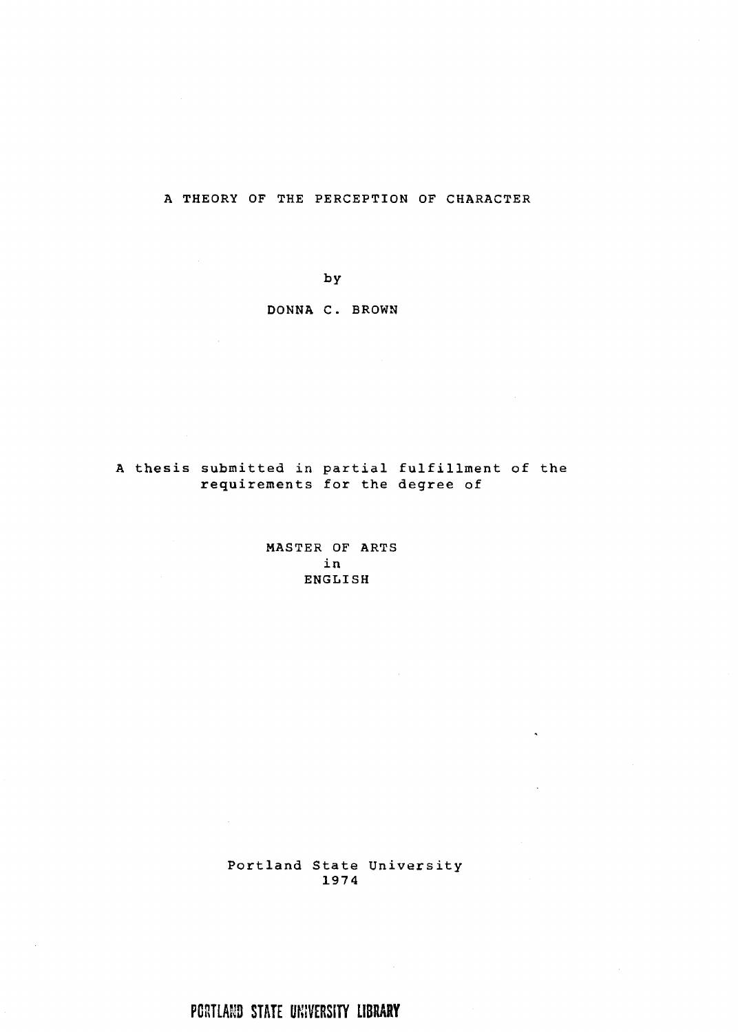# A THEORY OF THE PERCEPTION OF CHARACTER

by

DONNA C. BROWN

A thesis submitted in partial fulfillment of the requirements for the degree of

MASTER OF ARTS
in
ENGLISH

Portland State University
1974

PORTLAND STATE UNIVERSITY LIBRARY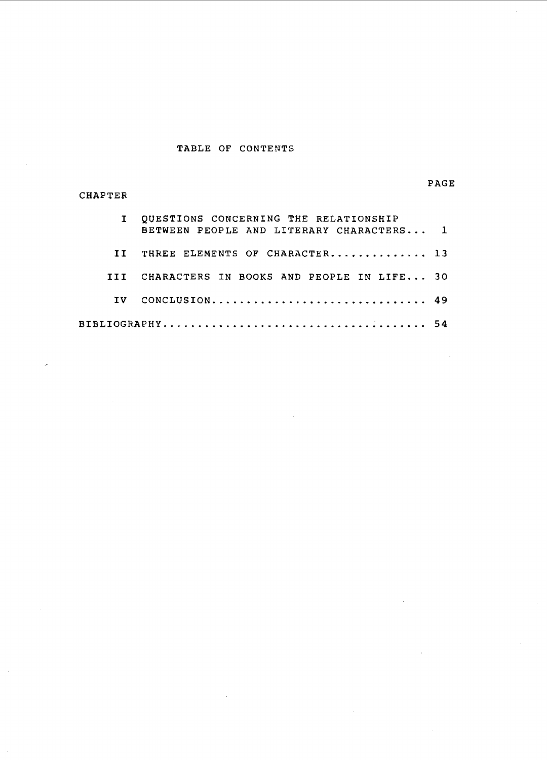# TABLE OF CONTENTS

| CHAPTER | | PAGE |
|---|---|---|
| I | QUESTIONS CONCERNING THE RELATIONSHIP BETWEEN PEOPLE AND LITERARY CHARACTERS... | 1 |
| II | THREE ELEMENTS OF CHARACTER............. | 13 |
| III | CHARACTERS IN BOOKS AND PEOPLE IN LIFE... | 30 |
| IV | CONCLUSION.............................. | 49 |
| BIBLIOGRAPHY | ..................................... | 54 |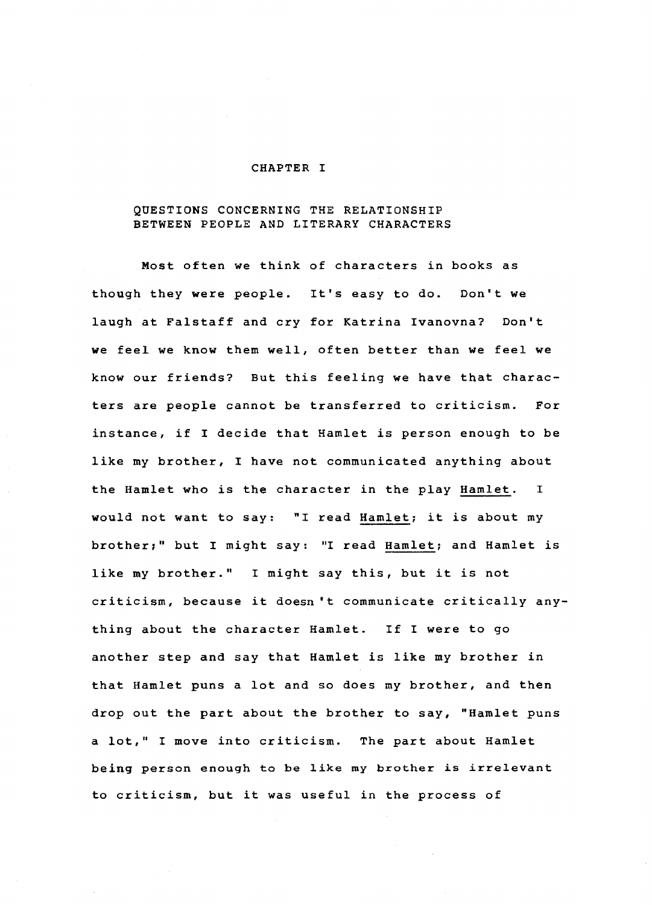# CHAPTER I

## QUESTIONS CONCERNING THE RELATIONSHIP BETWEEN PEOPLE AND LITERARY CHARACTERS

Most often we think of characters in books as though they were people. It's easy to do. Don't we laugh at Falstaff and cry for Katrina Ivanovna? Don't we feel we know them well, often better than we feel we know our friends? But this feeling we have that characters are people cannot be transferred to criticism. For instance, if I decide that Hamlet is person enough to be like my brother, I have not communicated anything about the Hamlet who is the character in the play *Hamlet*. I would not want to say: "I read *Hamlet*; it is about my brother;" but I might say: "I read *Hamlet*; and Hamlet is like my brother." I might say this, but it is not criticism, because it doesn't communicate critically anything about the character Hamlet. If I were to go another step and say that Hamlet is like my brother in that Hamlet puns a lot and so does my brother, and then drop out the part about the brother to say, "Hamlet puns a lot," I move into criticism. The part about Hamlet being person enough to be like my brother is irrelevant to criticism, but it was useful in the process of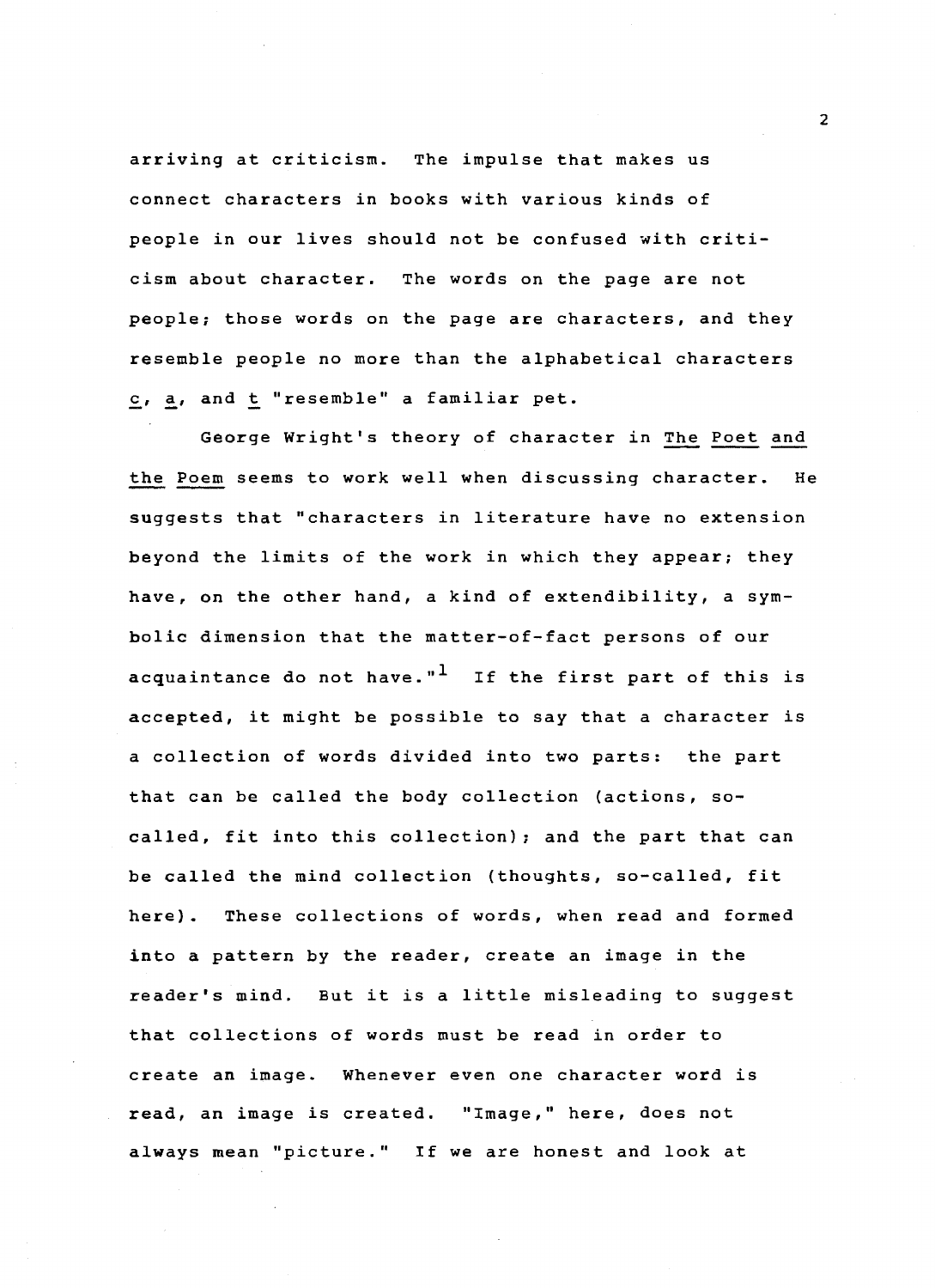arriving at criticism. The impulse that makes us connect characters in books with various kinds of people in our lives should not be confused with criticism about character. The words on the page are not people; those words on the page are characters, and they resemble people no more than the alphabetical characters _c_, _a_, and _t_ "resemble" a familiar pet.

George Wright's theory of character in _The Poet and the Poem_ seems to work well when discussing character. He suggests that "characters in literature have no extension beyond the limits of the work in which they appear; they have, on the other hand, a kind of extendibility, a symbolic dimension that the matter-of-fact persons of our acquaintance do not have."[1] If the first part of this is accepted, it might be possible to say that a character is a collection of words divided into two parts: the part that can be called the body collection (actions, so-called, fit into this collection); and the part that can be called the mind collection (thoughts, so-called, fit here). These collections of words, when read and formed into a pattern by the reader, create an image in the reader's mind. But it is a little misleading to suggest that collections of words must be read in order to create an image. Whenever even one character word is read, an image is created. "Image," here, does not always mean "picture." If we are honest and look at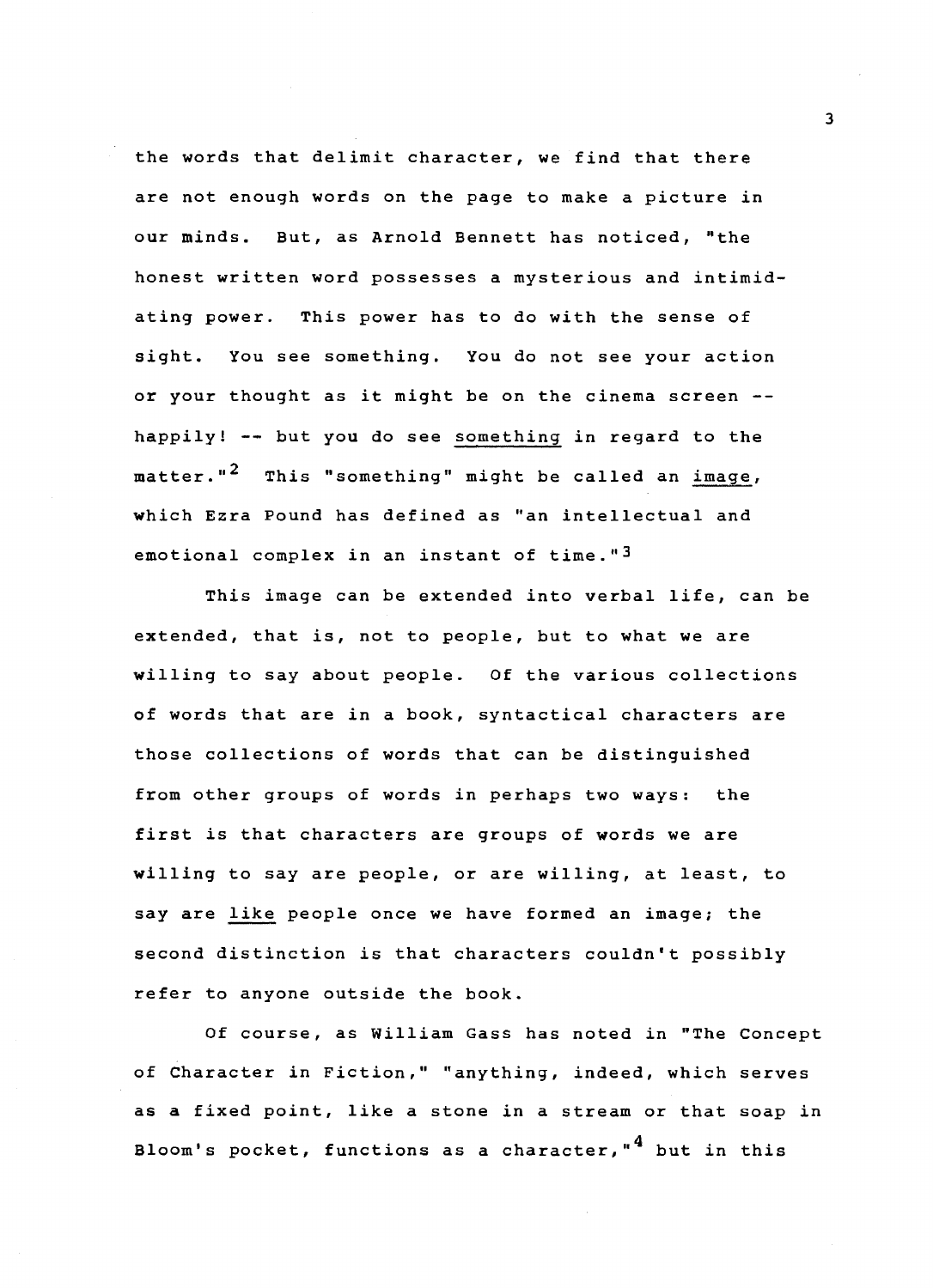the words that delimit character, we find that there are not enough words on the page to make a picture in our minds. But, as Arnold Bennett has noticed, "the honest written word possesses a mysterious and intimidating power. This power has to do with the sense of sight. You see something. You do not see your action or your thought as it might be on the cinema screen -- happily! -- but you do see _something_ in regard to the matter."[2] This "something" might be called an _image_, which Ezra Pound has defined as "an intellectual and emotional complex in an instant of time."[3]

This image can be extended into verbal life, can be extended, that is, not to people, but to what we are willing to say about people. Of the various collections of words that are in a book, syntactical characters are those collections of words that can be distinguished from other groups of words in perhaps two ways: the first is that characters are groups of words we are willing to say are people, or are willing, at least, to say are _like_ people once we have formed an image; the second distinction is that characters couldn't possibly refer to anyone outside the book.

Of course, as William Gass has noted in "The Concept of Character in Fiction," "anything, indeed, which serves as a fixed point, like a stone in a stream or that soap in Bloom's pocket, functions as a character,"[4] but in this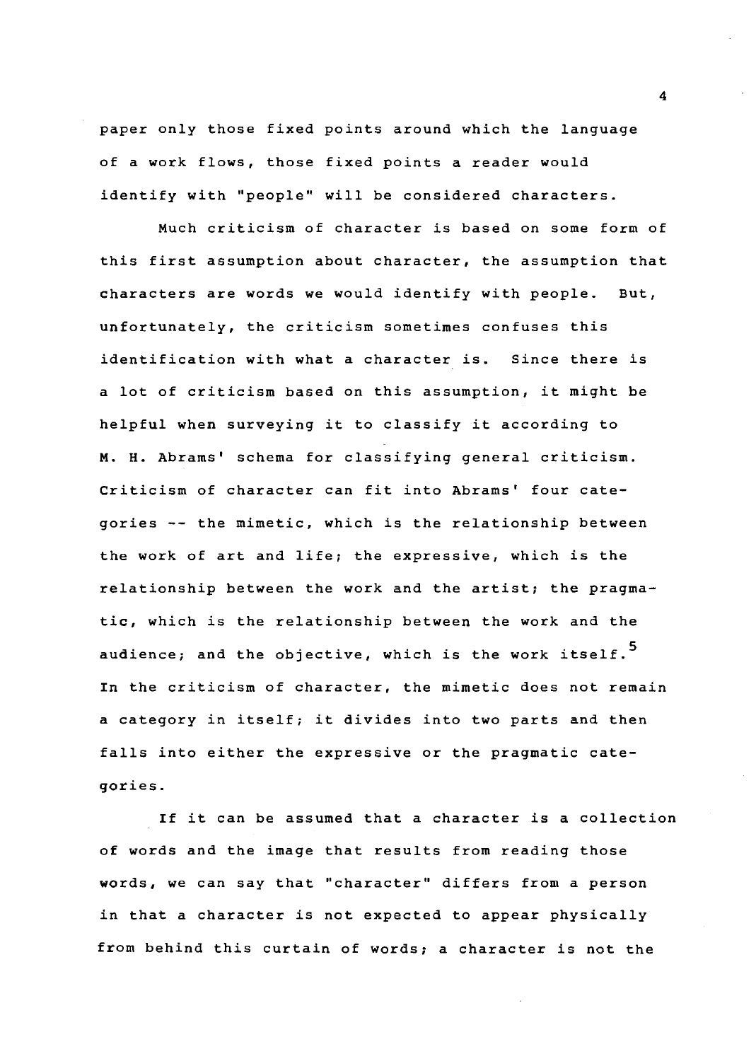paper only those fixed points around which the language of a work flows, those fixed points a reader would identify with "people" will be considered characters.

Much criticism of character is based on some form of this first assumption about character, the assumption that characters are words we would identify with people. But, unfortunately, the criticism sometimes confuses this identification with what a character is. Since there is a lot of criticism based on this assumption, it might be helpful when surveying it to classify it according to M. H. Abrams' schema for classifying general criticism. Criticism of character can fit into Abrams' four categories -- the mimetic, which is the relationship between the work of art and life; the expressive, which is the relationship between the work and the artist; the pragmatic, which is the relationship between the work and the audience; and the objective, which is the work itself.[5] In the criticism of character, the mimetic does not remain a category in itself; it divides into two parts and then falls into either the expressive or the pragmatic categories.

If it can be assumed that a character is a collection of words and the image that results from reading those words, we can say that "character" differs from a person in that a character is not expected to appear physically from behind this curtain of words; a character is not the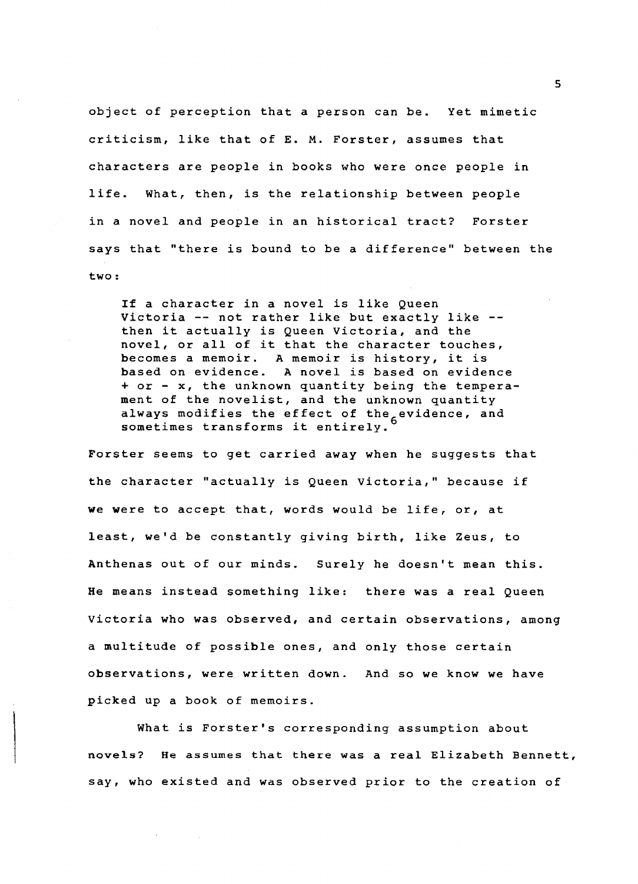object of perception that a person can be. Yet mimetic criticism, like that of E. M. Forster, assumes that characters are people in books who were once people in life. What, then, is the relationship between people in a novel and people in an historical tract? Forster says that "there is bound to be a difference" between the two:

> If a character in a novel is like Queen Victoria -- not rather like but exactly like -- then it actually is Queen Victoria, and the novel, or all of it that the character touches, becomes a memoir. A memoir is history, it is based on evidence. A novel is based on evidence + or - x, the unknown quantity being the temperament of the novelist, and the unknown quantity always modifies the effect of the evidence, and sometimes transforms it entirely.[6]

Forster seems to get carried away when he suggests that the character "actually is Queen Victoria," because if we were to accept that, words would be life, or, at least, we'd be constantly giving birth, like Zeus, to Anthenas out of our minds. Surely he doesn't mean this. He means instead something like: there was a real Queen Victoria who was observed, and certain observations, among a multitude of possible ones, and only those certain observations, were written down. And so we know we have picked up a book of memoirs.

What is Forster's corresponding assumption about novels? He assumes that there was a real Elizabeth Bennett, say, who existed and was observed prior to the creation of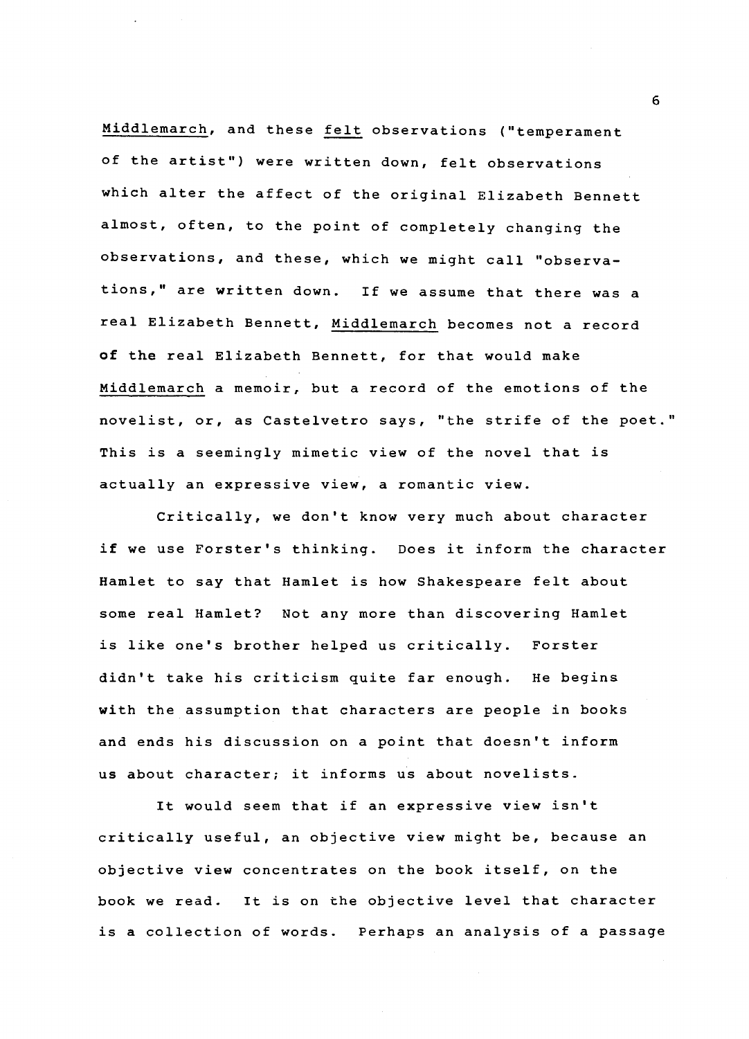Middlemarch, and these felt observations ("temperament of the artist") were written down, felt observations which alter the affect of the original Elizabeth Bennett almost, often, to the point of completely changing the observations, and these, which we might call "observations," are written down. If we assume that there was a real Elizabeth Bennett, Middlemarch becomes not a record of the real Elizabeth Bennett, for that would make Middlemarch a memoir, but a record of the emotions of the novelist, or, as Castelvetro says, "the strife of the poet." This is a seemingly mimetic view of the novel that is actually an expressive view, a romantic view.

Critically, we don't know very much about character if we use Forster's thinking. Does it inform the character Hamlet to say that Hamlet is how Shakespeare felt about some real Hamlet? Not any more than discovering Hamlet is like one's brother helped us critically. Forster didn't take his criticism quite far enough. He begins with the assumption that characters are people in books and ends his discussion on a point that doesn't inform us about character; it informs us about novelists.

It would seem that if an expressive view isn't critically useful, an objective view might be, because an objective view concentrates on the book itself, on the book we read. It is on the objective level that character is a collection of words. Perhaps an analysis of a passage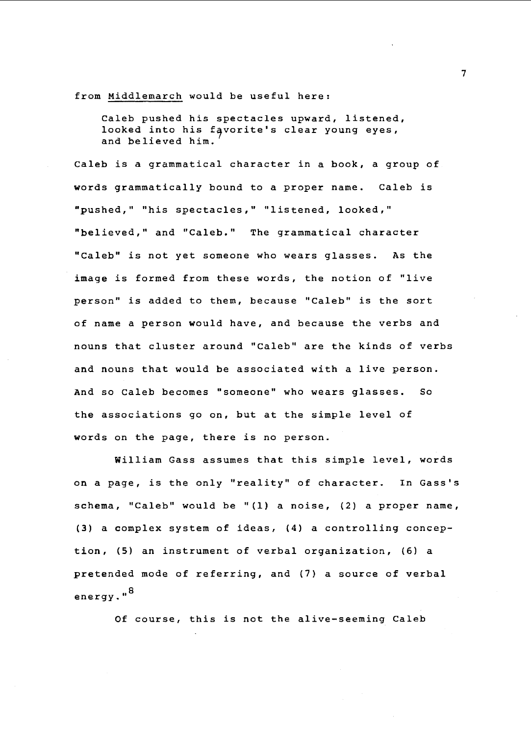from *Middlemarch* would be useful here:

> Caleb pushed his spectacles upward, listened, looked into his favorite's clear young eyes, and believed him.[7]

Caleb is a grammatical character in a book, a group of words grammatically bound to a proper name. Caleb is "pushed," "his spectacles," "listened, looked," "believed," and "Caleb." The grammatical character "Caleb" is not yet someone who wears glasses. As the image is formed from these words, the notion of "live person" is added to them, because "Caleb" is the sort of name a person would have, and because the verbs and nouns that cluster around "Caleb" are the kinds of verbs and nouns that would be associated with a live person. And so Caleb becomes "someone" who wears glasses. So the associations go on, but at the simple level of words on the page, there is no person.

William Gass assumes that this simple level, words on a page, is the only "reality" of character. In Gass's schema, "Caleb" would be "(1) a noise, (2) a proper name, (3) a complex system of ideas, (4) a controlling conception, (5) an instrument of verbal organization, (6) a pretended mode of referring, and (7) a source of verbal energy."[8]

Of course, this is not the alive-seeming Caleb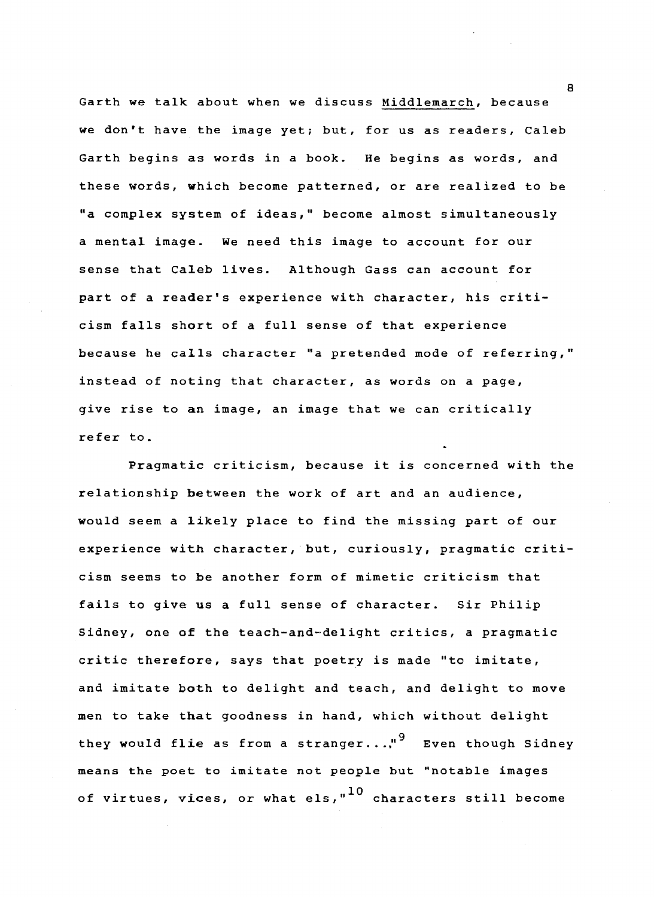Garth we talk about when we discuss Middlemarch, because we don't have the image yet; but, for us as readers, Caleb Garth begins as words in a book. He begins as words, and these words, which become patterned, or are realized to be "a complex system of ideas," become almost simultaneously a mental image. We need this image to account for our sense that Caleb lives. Although Gass can account for part of a reader's experience with character, his criticism falls short of a full sense of that experience because he calls character "a pretended mode of referring," instead of noting that character, as words on a page, give rise to an image, an image that we can critically refer to.

Pragmatic criticism, because it is concerned with the relationship between the work of art and an audience, would seem a likely place to find the missing part of our experience with character, but, curiously, pragmatic criticism seems to be another form of mimetic criticism that fails to give us a full sense of character. Sir Philip Sidney, one of the teach-and-delight critics, a pragmatic critic therefore, says that poetry is made "to imitate, and imitate both to delight and teach, and delight to move men to take that goodness in hand, which without delight they would flie as from a stranger...."[9] Even though Sidney means the poet to imitate not people but "notable images of virtues, vices, or what els,"[10] characters still become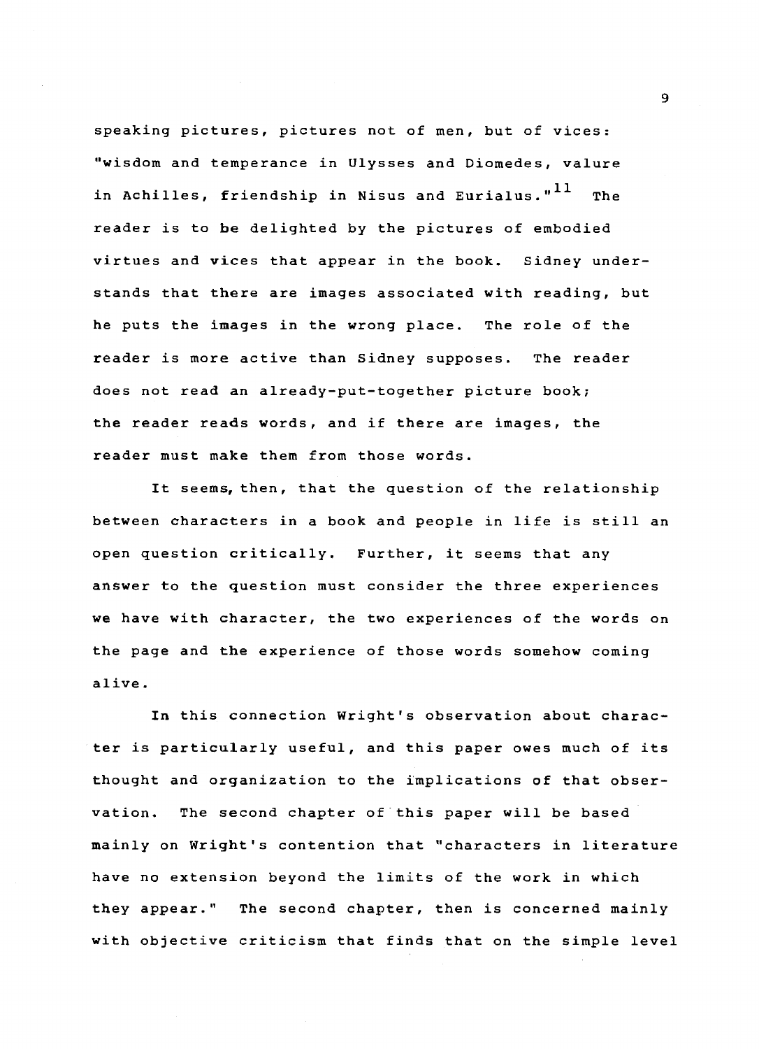speaking pictures, pictures not of men, but of vices: "wisdom and temperance in Ulysses and Diomedes, valure in Achilles, friendship in Nisus and Eurialus."[11] The reader is to be delighted by the pictures of embodied virtues and vices that appear in the book. Sidney understands that there are images associated with reading, but he puts the images in the wrong place. The role of the reader is more active than Sidney supposes. The reader does not read an already-put-together picture book; the reader reads words, and if there are images, the reader must make them from those words.

It seems, then, that the question of the relationship between characters in a book and people in life is still an open question critically. Further, it seems that any answer to the question must consider the three experiences we have with character, the two experiences of the words on the page and the experience of those words somehow coming alive.

In this connection Wright's observation about character is particularly useful, and this paper owes much of its thought and organization to the implications of that observation. The second chapter of this paper will be based mainly on Wright's contention that "characters in literature have no extension beyond the limits of the work in which they appear." The second chapter, then is concerned mainly with objective criticism that finds that on the simple level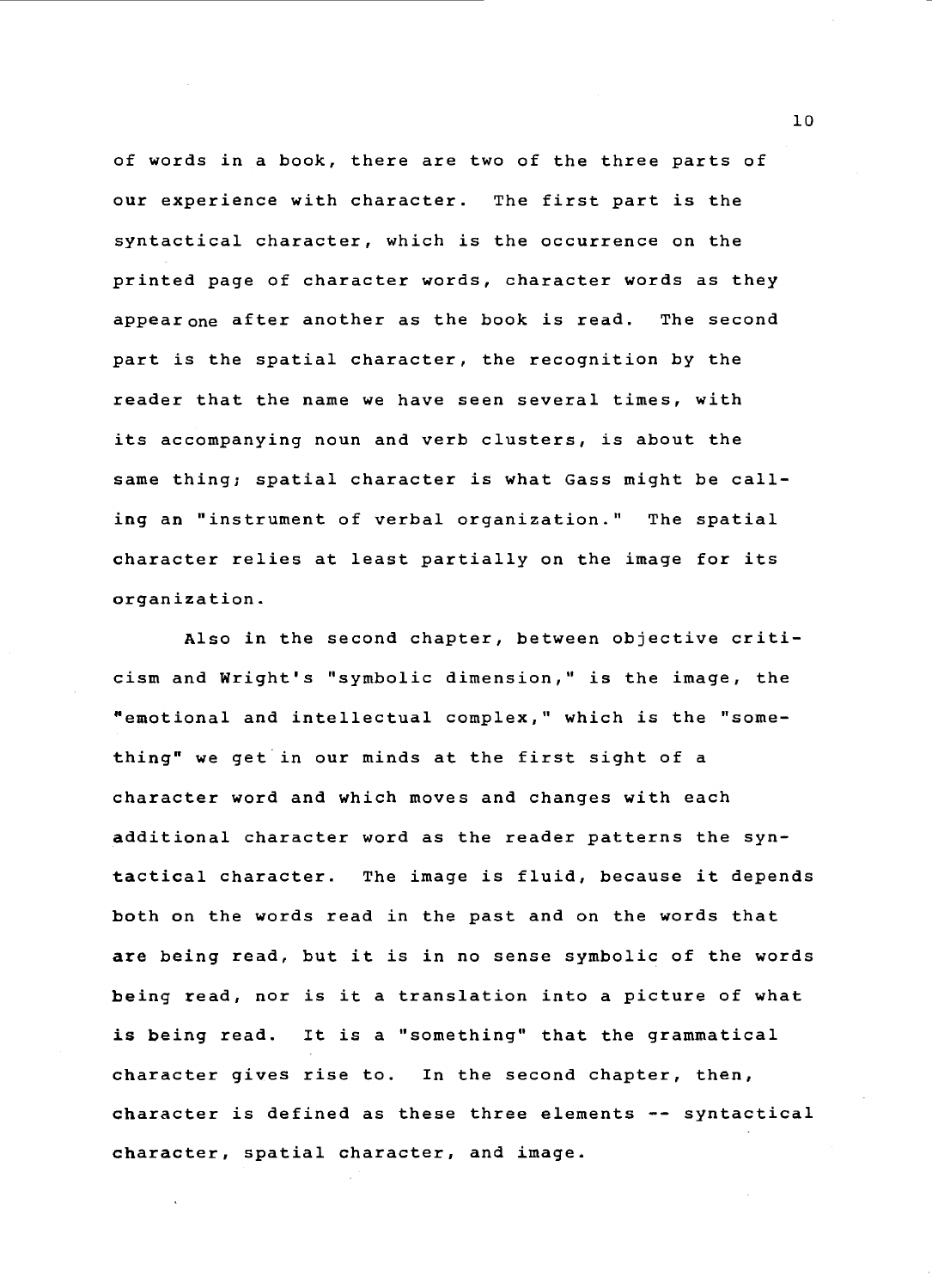of words in a book, there are two of the three parts of our experience with character. The first part is the syntactical character, which is the occurrence on the printed page of character words, character words as they appear one after another as the book is read. The second part is the spatial character, the recognition by the reader that the name we have seen several times, with its accompanying noun and verb clusters, is about the same thing; spatial character is what Gass might be calling an "instrument of verbal organization." The spatial character relies at least partially on the image for its organization.

Also in the second chapter, between objective criticism and Wright's "symbolic dimension," is the image, the "emotional and intellectual complex," which is the "something" we get in our minds at the first sight of a character word and which moves and changes with each additional character word as the reader patterns the syntactical character. The image is fluid, because it depends both on the words read in the past and on the words that are being read, but it is in no sense symbolic of the words being read, nor is it a translation into a picture of what is being read. It is a "something" that the grammatical character gives rise to. In the second chapter, then, character is defined as these three elements -- syntactical character, spatial character, and image.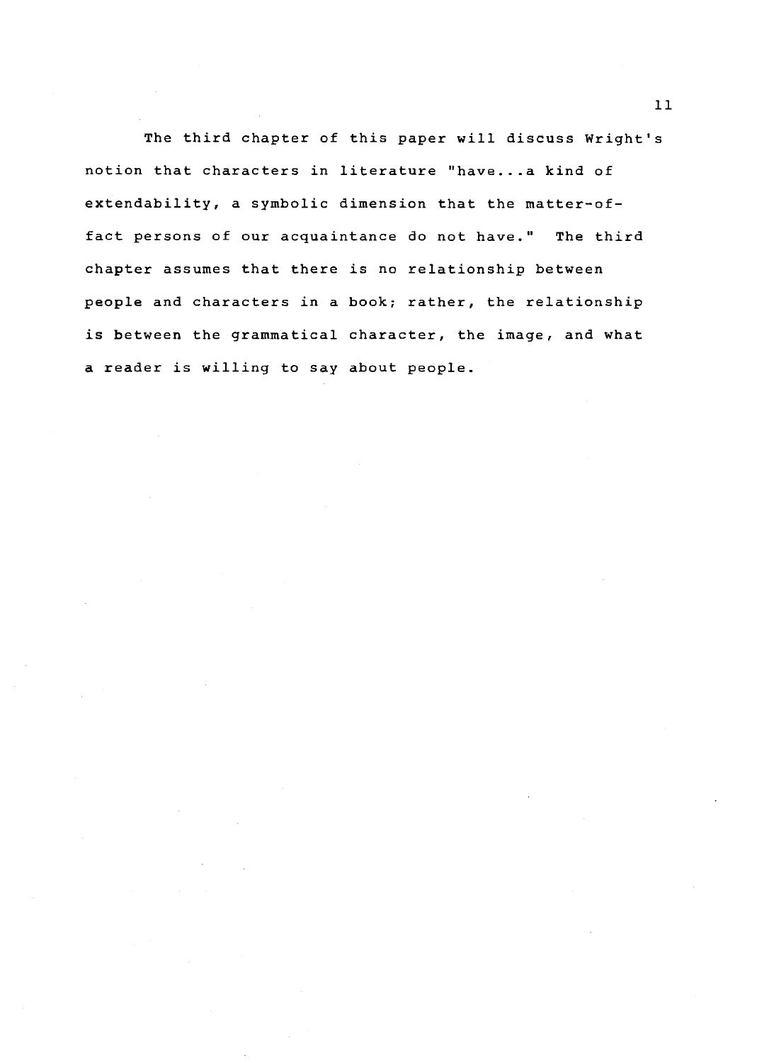The third chapter of this paper will discuss Wright's notion that characters in literature "have...a kind of extendability, a symbolic dimension that the matter-of-fact persons of our acquaintance do not have." The third chapter assumes that there is no relationship between people and characters in a book; rather, the relationship is between the grammatical character, the image, and what a reader is willing to say about people.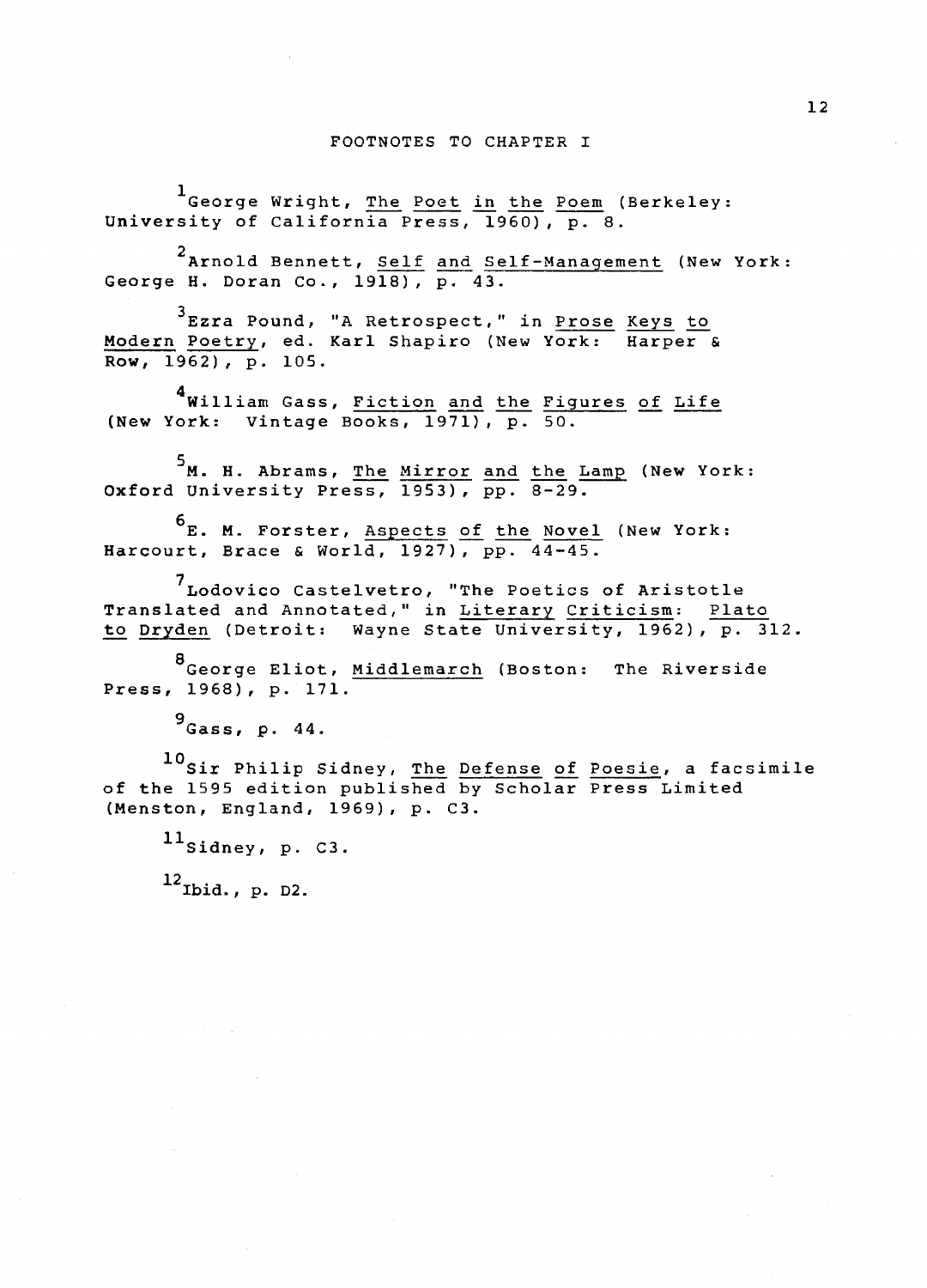## FOOTNOTES TO CHAPTER I

[1] George Wright, *The Poet in the Poem* (Berkeley: University of California Press, 1960), p. 8.

[2] Arnold Bennett, *Self and Self-Management* (New York: George H. Doran Co., 1918), p. 43.

[3] Ezra Pound, "A Retrospect," in *Prose Keys to Modern Poetry*, ed. Karl Shapiro (New York: Harper & Row, 1962), p. 105.

[4] William Gass, *Fiction and the Figures of Life* (New York: Vintage Books, 1971), p. 50.

[5] M. H. Abrams, *The Mirror and the Lamp* (New York: Oxford University Press, 1953), pp. 8-29.

[6] E. M. Forster, *Aspects of the Novel* (New York: Harcourt, Brace & World, 1927), pp. 44-45.

[7] Lodovico Castelvetro, "The Poetics of Aristotle Translated and Annotated," in *Literary Criticism: Plato to Dryden* (Detroit: Wayne State University, 1962), p. 312.

[8] George Eliot, *Middlemarch* (Boston: The Riverside Press, 1968), p. 171.

[9] Gass, p. 44.

[10] Sir Philip Sidney, *The Defense of Poesie*, a facsimile of the 1595 edition published by Scholar Press Limited (Menston, England, 1969), p. C3.

[11] Sidney, p. C3.

[12] Ibid., p. D2.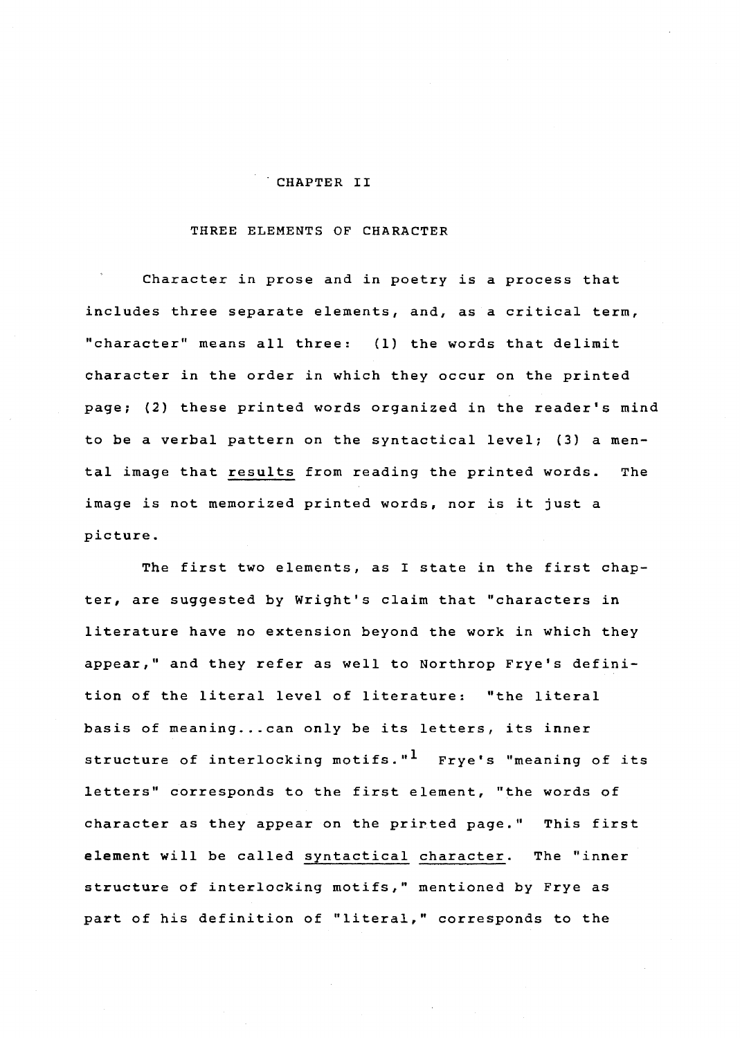# CHAPTER II

## THREE ELEMENTS OF CHARACTER

Character in prose and in poetry is a process that includes three separate elements, and, as a critical term, "character" means all three: (1) the words that delimit character in the order in which they occur on the printed page; (2) these printed words organized in the reader's mind to be a verbal pattern on the syntactical level; (3) a mental image that <u>results</u> from reading the printed words. The image is not memorized printed words, nor is it just a picture.

The first two elements, as I state in the first chapter, are suggested by Wright's claim that "characters in literature have no extension beyond the work in which they appear," and they refer as well to Northrop Frye's definition of the literal level of literature: "the literal basis of meaning...can only be its letters, its inner structure of interlocking motifs."[1] Frye's "meaning of its letters" corresponds to the first element, "the words of character as they appear on the prirted page." This first element will be called <u>syntactical character</u>. The "inner structure of interlocking motifs," mentioned by Frye as part of his definition of "literal," corresponds to the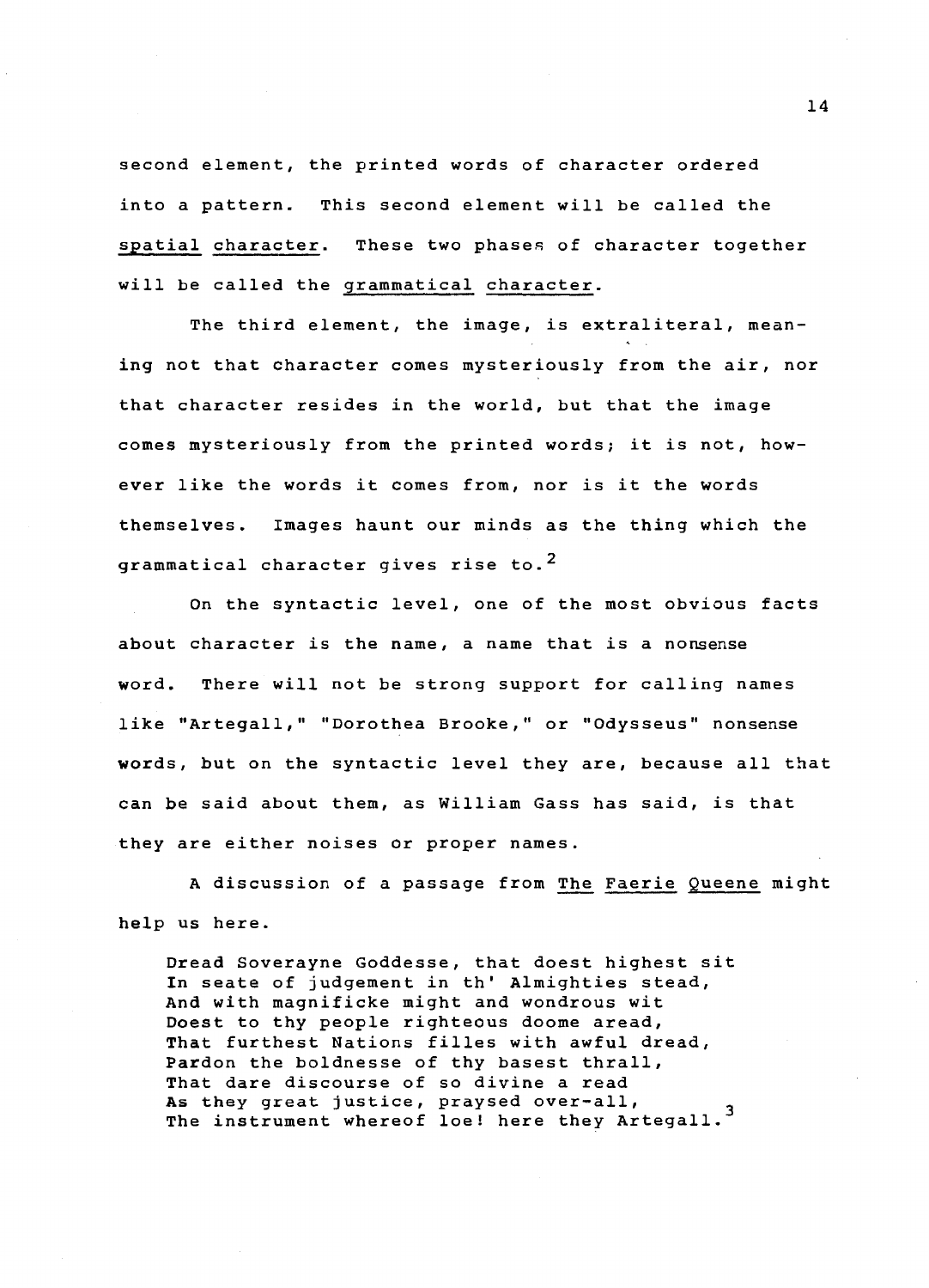second element, the printed words of character ordered into a pattern. This second element will be called the _spatial character_. These two phases of character together will be called the _grammatical character_.

The third element, the image, is extraliteral, meaning not that character comes mysteriously from the air, nor that character resides in the world, but that the image comes mysteriously from the printed words; it is not, however like the words it comes from, nor is it the words themselves. Images haunt our minds as the thing which the grammatical character gives rise to.[2]

On the syntactic level, one of the most obvious facts about character is the name, a name that is a nonsense word. There will not be strong support for calling names like "Artegall," "Dorothea Brooke," or "Odysseus" nonsense words, but on the syntactic level they are, because all that can be said about them, as William Gass has said, is that they are either noises or proper names.

A discussion of a passage from _The Faerie Queene_ might help us here.

> Dread Soverayne Goddesse, that doest highest sit  
> In seate of judgement in th' Almighties stead,  
> And with magnificke might and wondrous wit  
> Doest to thy people righteous doome aread,  
> That furthest Nations filles with awful dread,  
> Pardon the boldnesse of thy basest thrall,  
> That dare discourse of so divine a read  
> As they great justice, praysed over-all,  
> The instrument whereof loe! here they Artegall.[3]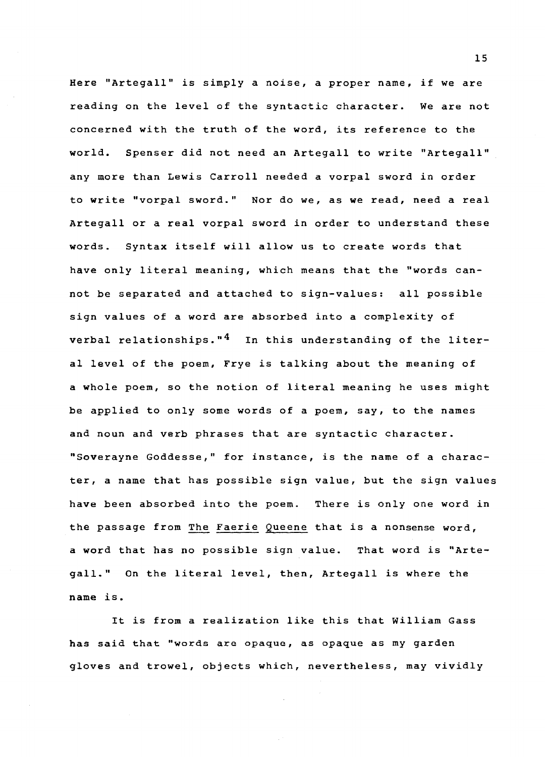Here "Artegall" is simply a noise, a proper name, if we are reading on the level of the syntactic character. We are not concerned with the truth of the word, its reference to the world. Spenser did not need an Artegall to write "Artegall" any more than Lewis Carroll needed a vorpal sword in order to write "vorpal sword." Nor do we, as we read, need a real Artegall or a real vorpal sword in order to understand these words. Syntax itself will allow us to create words that have only literal meaning, which means that the "words cannot be separated and attached to sign-values: all possible sign values of a word are absorbed into a complexity of verbal relationships."[4] In this understanding of the literal level of the poem, Frye is talking about the meaning of a whole poem, so the notion of literal meaning he uses might be applied to only some words of a poem, say, to the names and noun and verb phrases that are syntactic character. "Soverayne Goddesse," for instance, is the name of a character, a name that has possible sign value, but the sign values have been absorbed into the poem. There is only one word in the passage from The Faerie Queene that is a nonsense word, a word that has no possible sign value. That word is "Artegall." On the literal level, then, Artegall is where the name is.

It is from a realization like this that William Gass has said that "words are opaque, as opaque as my garden gloves and trowel, objects which, nevertheless, may vividly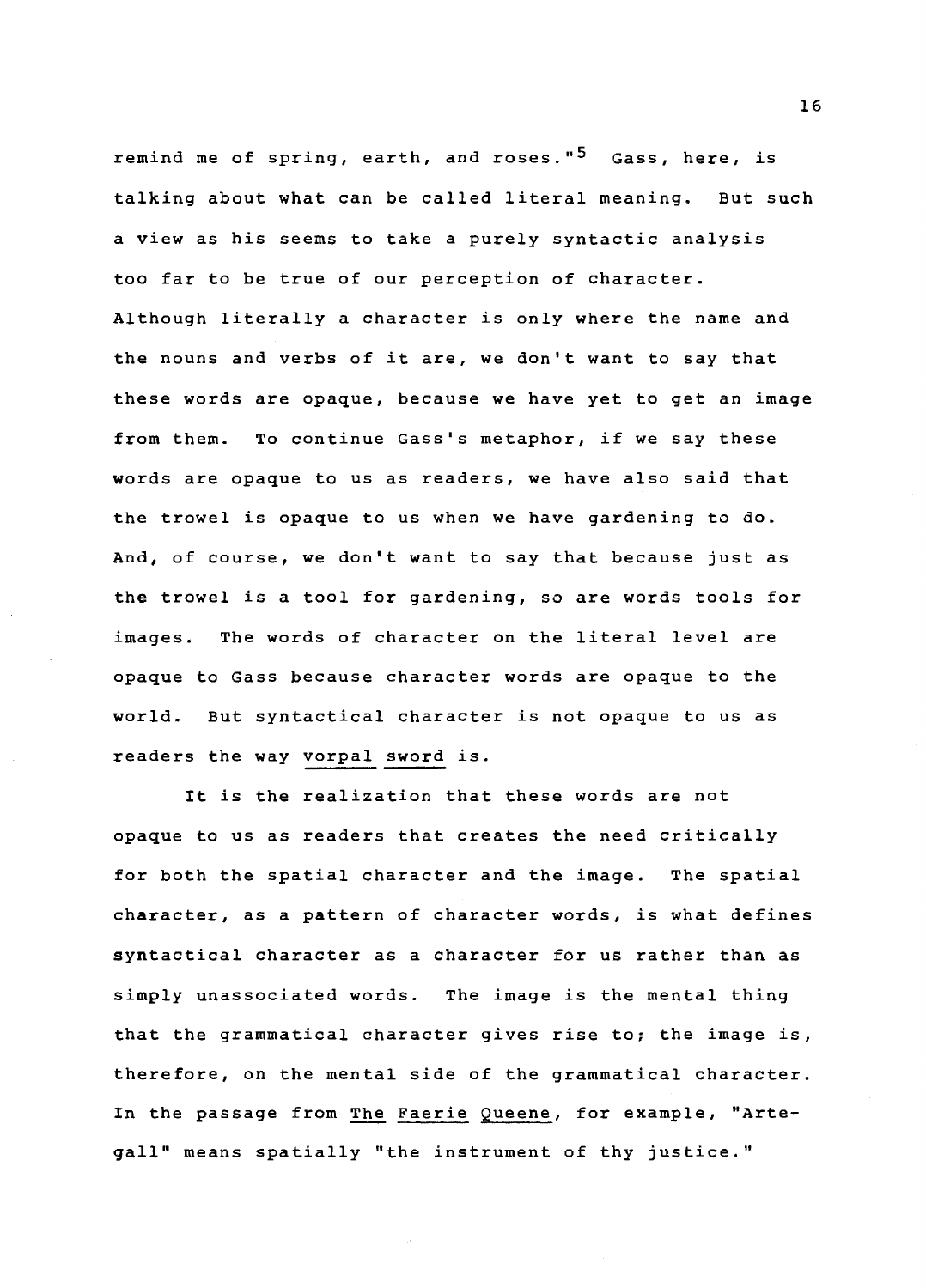remind me of spring, earth, and roses."[5] Gass, here, is talking about what can be called literal meaning. But such a view as his seems to take a purely syntactic analysis too far to be true of our perception of character. Although literally a character is only where the name and the nouns and verbs of it are, we don't want to say that these words are opaque, because we have yet to get an image from them. To continue Gass's metaphor, if we say these words are opaque to us as readers, we have also said that the trowel is opaque to us when we have gardening to do. And, of course, we don't want to say that because just as the trowel is a tool for gardening, so are words tools for images. The words of character on the literal level are opaque to Gass because character words are opaque to the world. But syntactical character is not opaque to us as readers the way _vorpal sword_ is.

It is the realization that these words are not opaque to us as readers that creates the need critically for both the spatial character and the image. The spatial character, as a pattern of character words, is what defines syntactical character as a character for us rather than as simply unassociated words. The image is the mental thing that the grammatical character gives rise to; the image is, therefore, on the mental side of the grammatical character. In the passage from _The Faerie Queene_, for example, "Artegall" means spatially "the instrument of thy justice."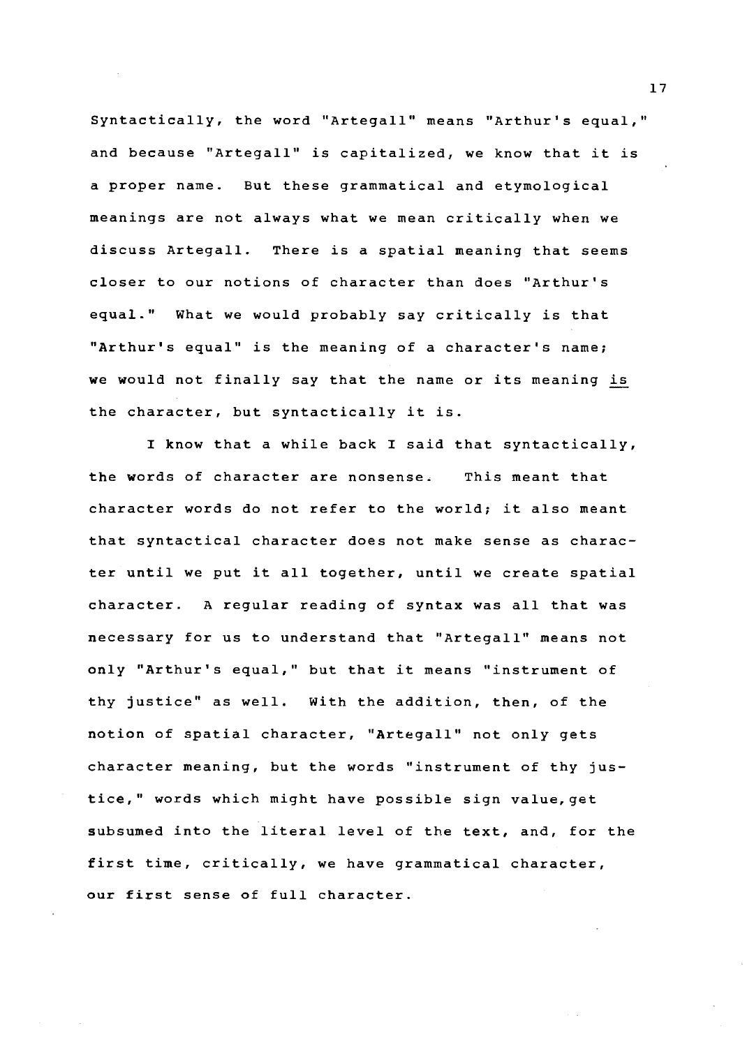Syntactically, the word "Artegall" means "Arthur's equal," and because "Artegall" is capitalized, we know that it is a proper name. But these grammatical and etymological meanings are not always what we mean critically when we discuss Artegall. There is a spatial meaning that seems closer to our notions of character than does "Arthur's equal." What we would probably say critically is that "Arthur's equal" is the meaning of a character's name; we would not finally say that the name or its meaning <u>is</u> the character, but syntactically it is.

I know that a while back I said that syntactically, the words of character are nonsense. This meant that character words do not refer to the world; it also meant that syntactical character does not make sense as character until we put it all together, until we create spatial character. A regular reading of syntax was all that was necessary for us to understand that "Artegall" means not only "Arthur's equal," but that it means "instrument of thy justice" as well. With the addition, then, of the notion of spatial character, "Artegall" not only gets character meaning, but the words "instrument of thy justice," words which might have possible sign value, get subsumed into the literal level of the text, and, for the first time, critically, we have grammatical character, our first sense of full character.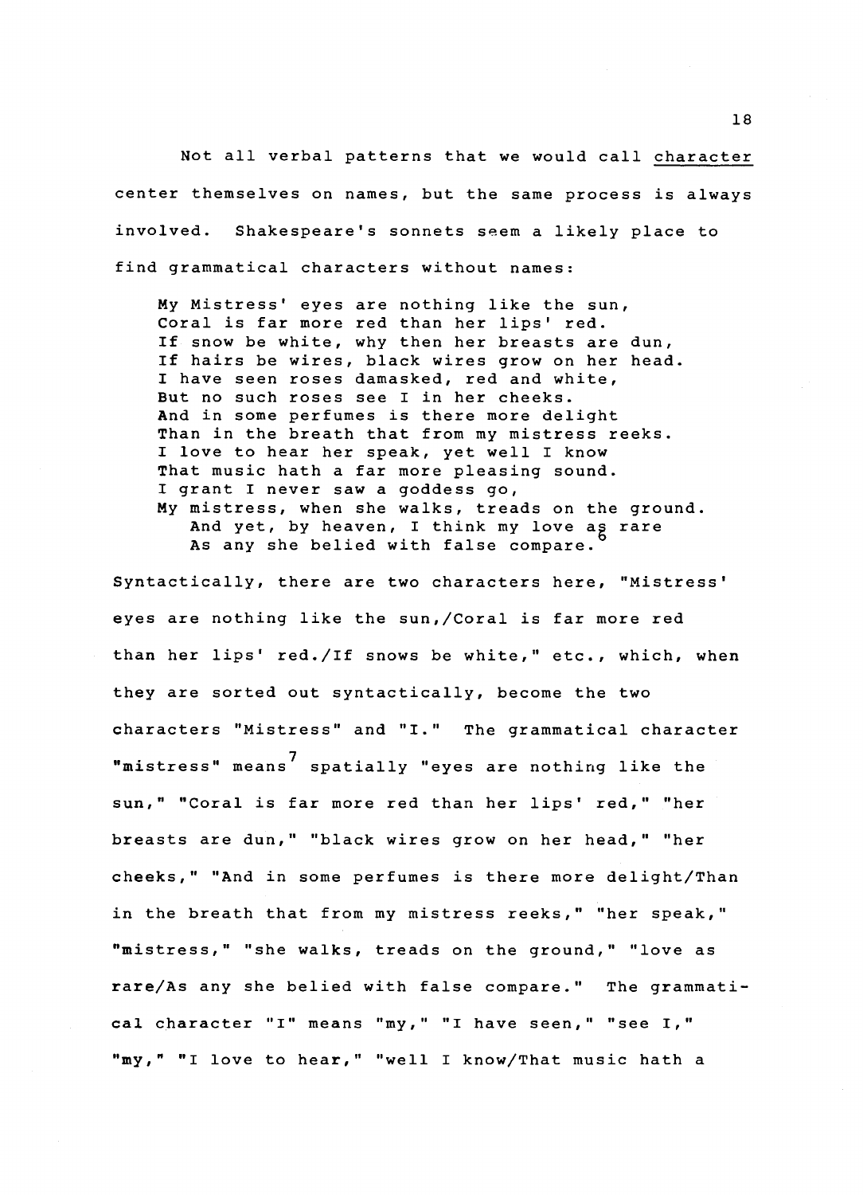Not all verbal patterns that we would call <u>character</u> center themselves on names, but the same process is always involved. Shakespeare's sonnets seem a likely place to find grammatical characters without names:

> My Mistress' eyes are nothing like the sun,
> Coral is far more red than her lips' red.
> If snow be white, why then her breasts are dun,
> If hairs be wires, black wires grow on her head.
> I have seen roses damasked, red and white,
> But no such roses see I in her cheeks.
> And in some perfumes is there more delight
> Than in the breath that from my mistress reeks.
> I love to hear her speak, yet well I know
> That music hath a far more pleasing sound.
> I grant I never saw a goddess go,
> My mistress, when she walks, treads on the ground.
> And yet, by heaven, I think my love as rare
> As any she belied with false compare.[6]

Syntactically, there are two characters here, "Mistress' eyes are nothing like the sun,/Coral is far more red than her lips' red./If snows be white," etc., which, when they are sorted out syntactically, become the two characters "Mistress" and "I." The grammatical character "mistress" means[7] spatially "eyes are nothing like the sun," "Coral is far more red than her lips' red," "her breasts are dun," "black wires grow on her head," "her cheeks," "And in some perfumes is there more delight/Than in the breath that from my mistress reeks," "her speak," "mistress," "she walks, treads on the ground," "love as rare/As any she belied with false compare." The grammatical character "I" means "my," "I have seen," "see I," "my," "I love to hear," "well I know/That music hath a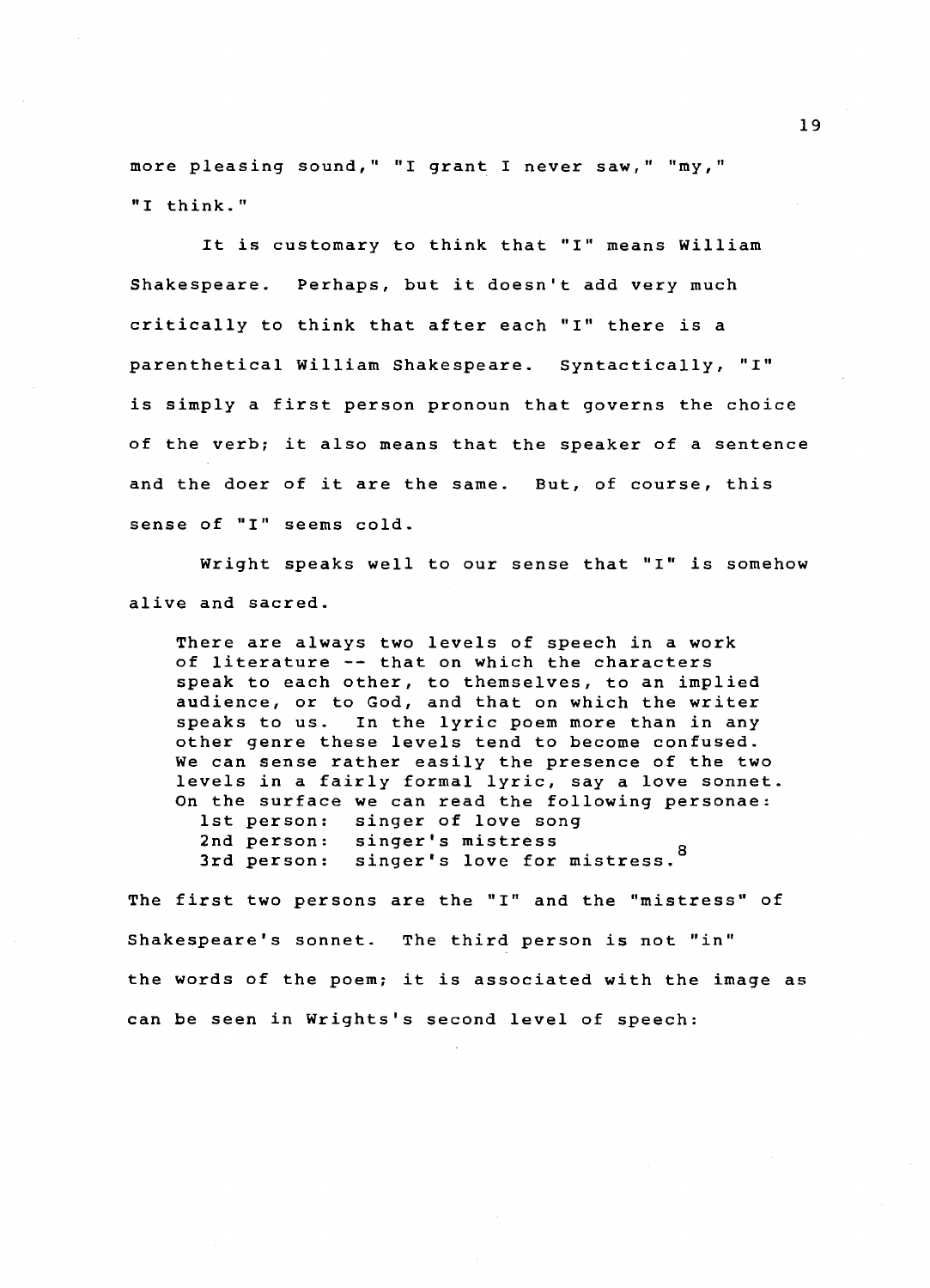more pleasing sound," "I grant I never saw," "my," "I think."

It is customary to think that "I" means William Shakespeare. Perhaps, but it doesn't add very much critically to think that after each "I" there is a parenthetical William Shakespeare. Syntactically, "I" is simply a first person pronoun that governs the choice of the verb; it also means that the speaker of a sentence and the doer of it are the same. But, of course, this sense of "I" seems cold.

Wright speaks well to our sense that "I" is somehow alive and sacred.

> There are always two levels of speech in a work of literature -- that on which the characters speak to each other, to themselves, to an implied audience, or to God, and that on which the writer speaks to us. In the lyric poem more than in any other genre these levels tend to become confused. We can sense rather easily the presence of the two levels in a fairly formal lyric, say a love sonnet. On the surface we can read the following personae:
> 1st person: singer of love song
> 2nd person: singer's mistress
> 3rd person: singer's love for mistress.[8]

The first two persons are the "I" and the "mistress" of Shakespeare's sonnet. The third person is not "in" the words of the poem; it is associated with the image as can be seen in Wrights's second level of speech: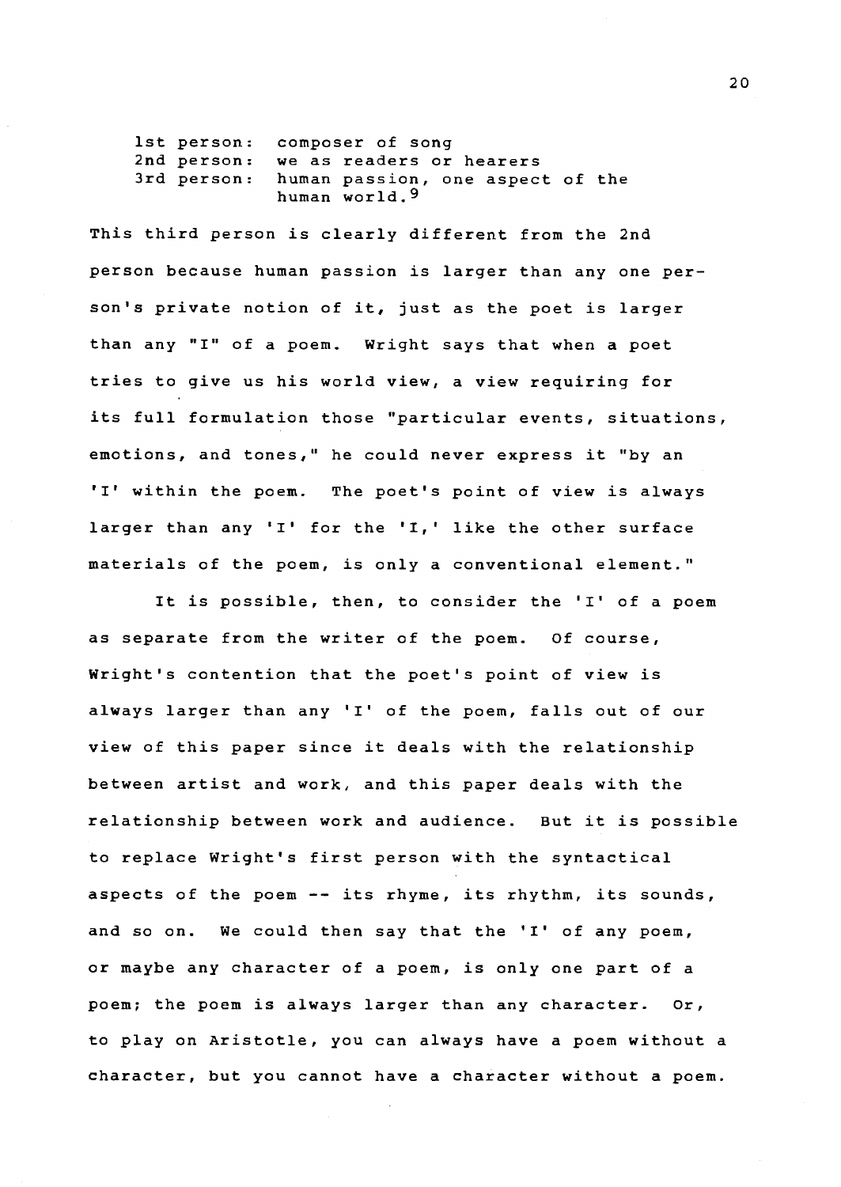1st person: composer of song  
2nd person: we as readers or hearers  
3rd person: human passion, one aspect of the human world.[9]

This third person is clearly different from the 2nd person because human passion is larger than any one person's private notion of it, just as the poet is larger than any "I" of a poem. Wright says that when a poet tries to give us his world view, a view requiring for its full formulation those "particular events, situations, emotions, and tones," he could never express it "by an 'I' within the poem. The poet's point of view is always larger than any 'I' for the 'I,' like the other surface materials of the poem, is only a conventional element."

It is possible, then, to consider the 'I' of a poem as separate from the writer of the poem. Of course, Wright's contention that the poet's point of view is always larger than any 'I' of the poem, falls out of our view of this paper since it deals with the relationship between artist and work, and this paper deals with the relationship between work and audience. But it is possible to replace Wright's first person with the syntactical aspects of the poem -- its rhyme, its rhythm, its sounds, and so on. We could then say that the 'I' of any poem, or maybe any character of a poem, is only one part of a poem; the poem is always larger than any character. Or, to play on Aristotle, you can always have a poem without a character, but you cannot have a character without a poem.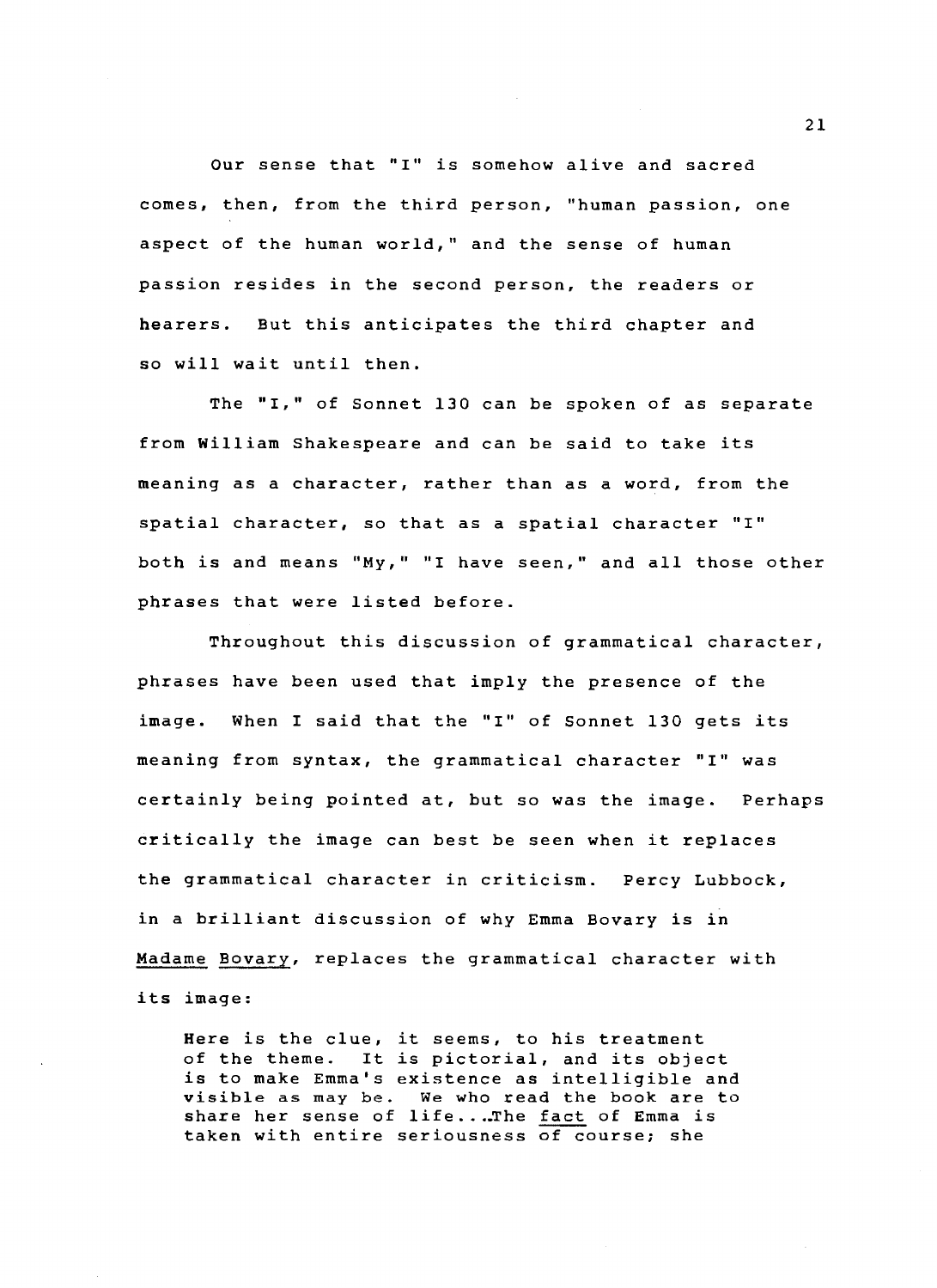Our sense that "I" is somehow alive and sacred comes, then, from the third person, "human passion, one aspect of the human world," and the sense of human passion resides in the second person, the readers or hearers. But this anticipates the third chapter and so will wait until then.

The "I," of Sonnet 130 can be spoken of as separate from William Shakespeare and can be said to take its meaning as a character, rather than as a word, from the spatial character, so that as a spatial character "I" both is and means "My," "I have seen," and all those other phrases that were listed before.

Throughout this discussion of grammatical character, phrases have been used that imply the presence of the image. When I said that the "I" of Sonnet 130 gets its meaning from syntax, the grammatical character "I" was certainly being pointed at, but so was the image. Perhaps critically the image can best be seen when it replaces the grammatical character in criticism. Percy Lubbock, in a brilliant discussion of why Emma Bovary is in _Madame Bovary_, replaces the grammatical character with its image:

> Here is the clue, it seems, to his treatment of the theme. It is pictorial, and its object is to make Emma's existence as intelligible and visible as may be. We who read the book are to share her sense of life....The _fact_ of Emma is taken with entire seriousness of course; she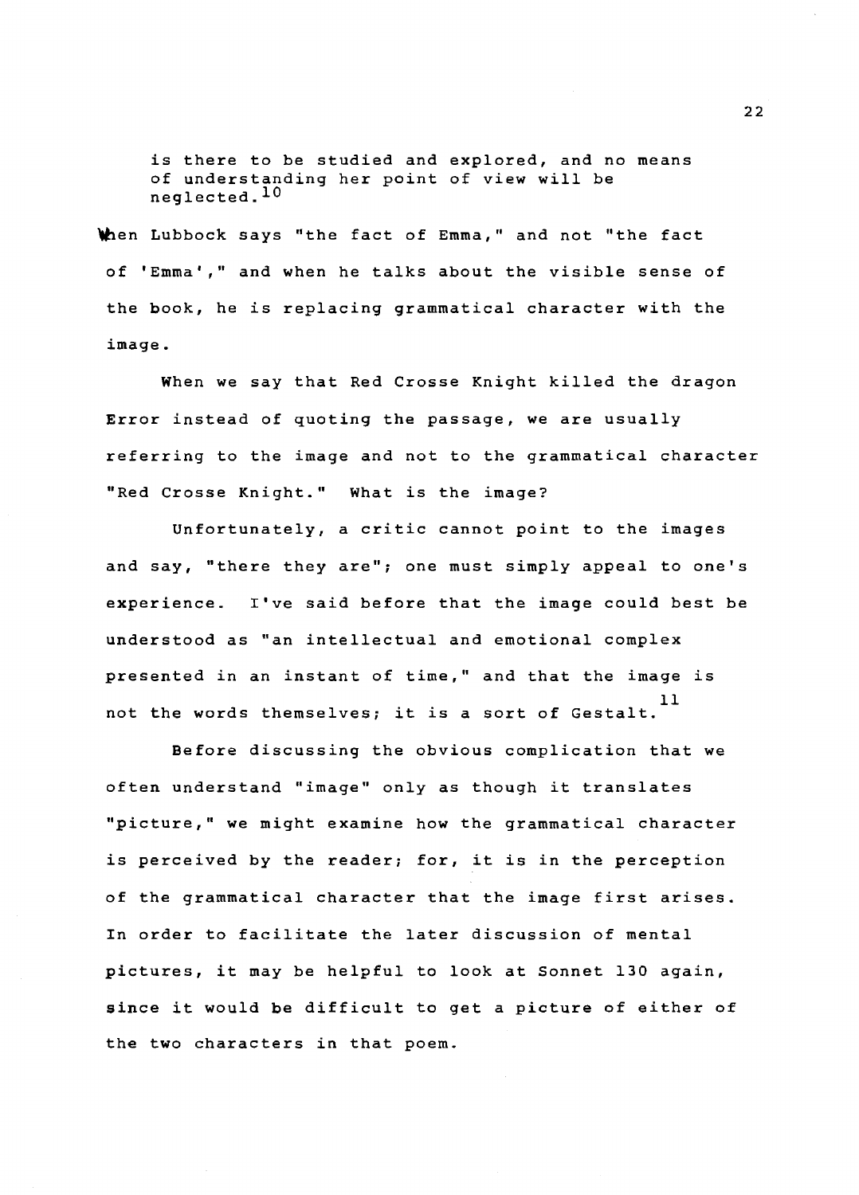> is there to be studied and explored, and no means of understanding her point of view will be neglected.[10]

When Lubbock says "the fact of Emma," and not "the fact of 'Emma'," and when he talks about the visible sense of the book, he is replacing grammatical character with the image.

When we say that Red Crosse Knight killed the dragon Error instead of quoting the passage, we are usually referring to the image and not to the grammatical character "Red Crosse Knight." What is the image?

Unfortunately, a critic cannot point to the images and say, "there they are"; one must simply appeal to one's experience. I've said before that the image could best be understood as "an intellectual and emotional complex presented in an instant of time," and that the image is not the words themselves; it is a sort of Gestalt.[11]

Before discussing the obvious complication that we often understand "image" only as though it translates "picture," we might examine how the grammatical character is perceived by the reader; for, it is in the perception of the grammatical character that the image first arises. In order to facilitate the later discussion of mental pictures, it may be helpful to look at Sonnet 130 again, since it would be difficult to get a picture of either of the two characters in that poem.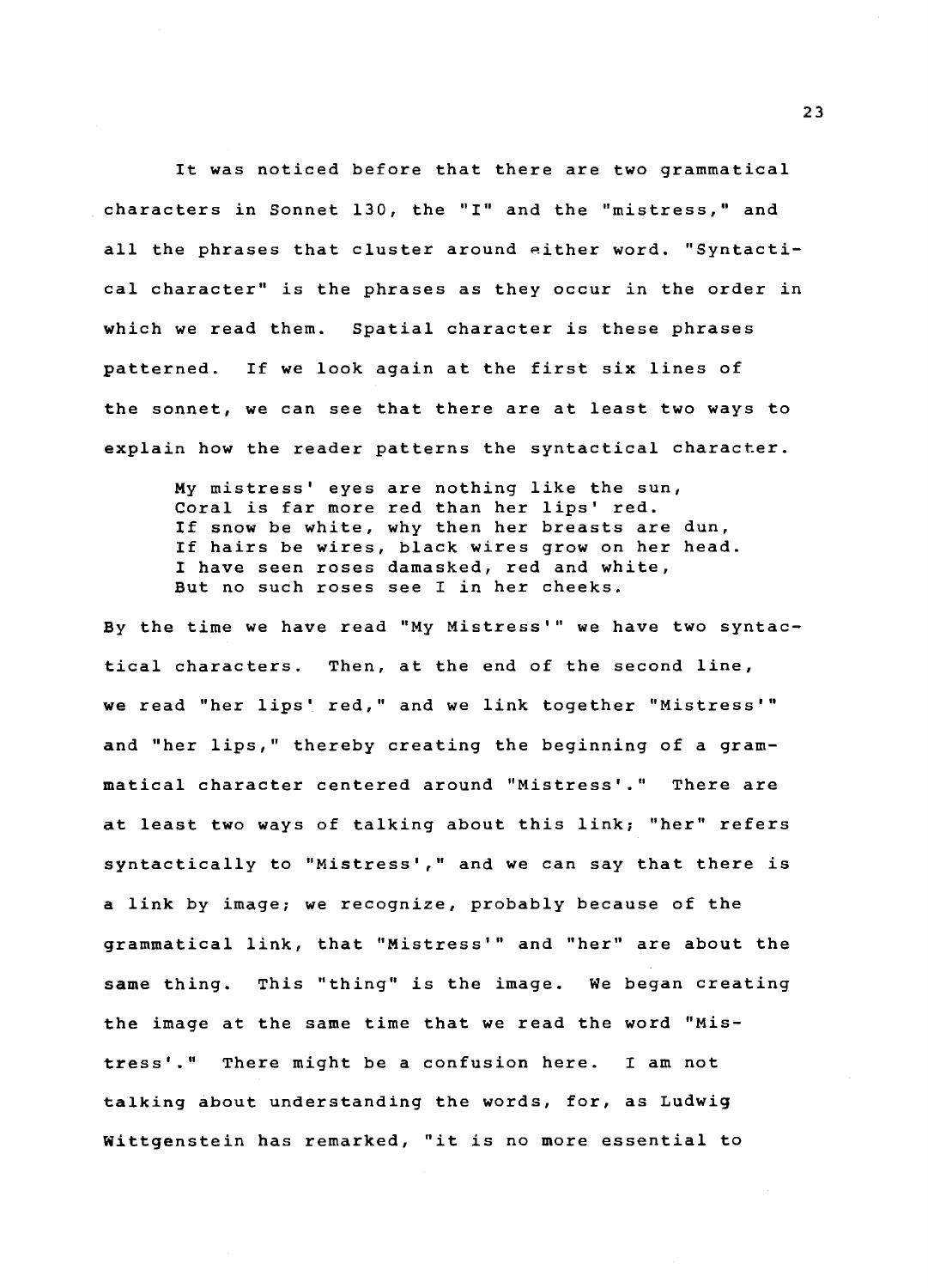It was noticed before that there are two grammatical characters in Sonnet 130, the "I" and the "mistress," and all the phrases that cluster around either word. "Syntactical character" is the phrases as they occur in the order in which we read them. Spatial character is these phrases patterned. If we look again at the first six lines of the sonnet, we can see that there are at least two ways to explain how the reader patterns the syntactical character.

> My mistress' eyes are nothing like the sun,
> Coral is far more red than her lips' red.
> If snow be white, why then her breasts are dun,
> If hairs be wires, black wires grow on her head.
> I have seen roses damasked, red and white,
> But no such roses see I in her cheeks.

By the time we have read "My Mistress'" we have two syntactical characters. Then, at the end of the second line, we read "her lips' red," and we link together "Mistress'" and "her lips," thereby creating the beginning of a grammatical character centered around "Mistress'." There are at least two ways of talking about this link; "her" refers syntactically to "Mistress'," and we can say that there is a link by image; we recognize, probably because of the grammatical link, that "Mistress'" and "her" are about the same thing. This "thing" is the image. We began creating the image at the same time that we read the word "Mistress'." There might be a confusion here. I am not talking about understanding the words, for, as Ludwig Wittgenstein has remarked, "it is no more essential to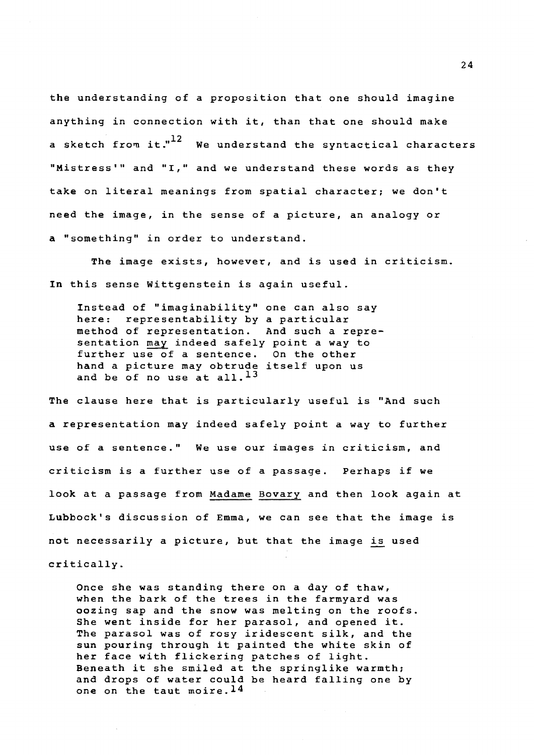the understanding of a proposition that one should imagine anything in connection with it, than that one should make a sketch from it."[12] We understand the syntactical characters "Mistress'" and "I," and we understand these words as they take on literal meanings from spatial character; we don't need the image, in the sense of a picture, an analogy or a "something" in order to understand.

The image exists, however, and is used in criticism. In this sense Wittgenstein is again useful.

> Instead of "imaginability" one can also say here: representability by a particular method of representation. And such a representation _may_ indeed safely point a way to further use of a sentence. On the other hand a picture may obtrude itself upon us and be of no use at all.[13]

The clause here that is particularly useful is "And such a representation may indeed safely point a way to further use of a sentence." We use our images in criticism, and criticism is a further use of a passage. Perhaps if we look at a passage from _Madame Bovary_ and then look again at Lubbock's discussion of Emma, we can see that the image is not necessarily a picture, but that the image _is_ used critically.

> Once she was standing there on a day of thaw, when the bark of the trees in the farmyard was oozing sap and the snow was melting on the roofs. She went inside for her parasol, and opened it. The parasol was of rosy iridescent silk, and the sun pouring through it painted the white skin of her face with flickering patches of light. Beneath it she smiled at the springlike warmth; and drops of water could be heard falling one by one on the taut moire.[14]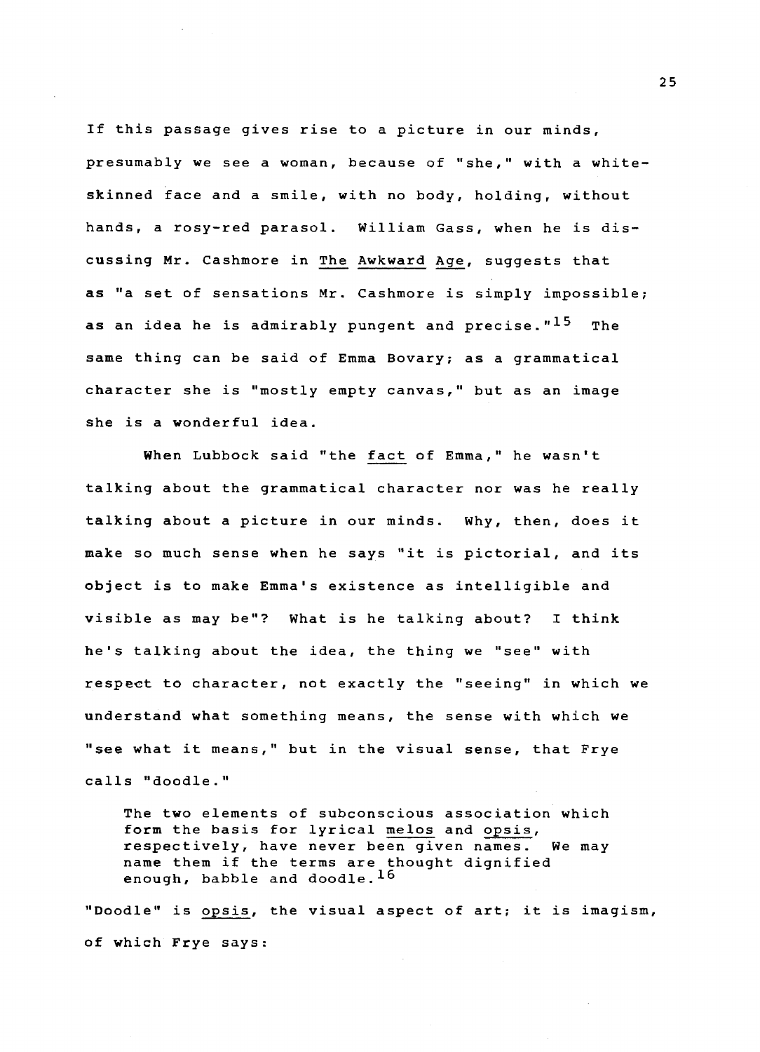If this passage gives rise to a picture in our minds, presumably we see a woman, because of "she," with a white-skinned face and a smile, with no body, holding, without hands, a rosy-red parasol. William Gass, when he is discussing Mr. Cashmore in *The Awkward Age*, suggests that as "a set of sensations Mr. Cashmore is simply impossible; as an idea he is admirably pungent and precise."[15] The same thing can be said of Emma Bovary; as a grammatical character she is "mostly empty canvas," but as an image she is a wonderful idea.

When Lubbock said "the *fact* of Emma," he wasn't talking about the grammatical character nor was he really talking about a picture in our minds. Why, then, does it make so much sense when he says "it is pictorial, and its object is to make Emma's existence as intelligible and visible as may be"? What is he talking about? I think he's talking about the idea, the thing we "see" with respect to character, not exactly the "seeing" in which we understand what something means, the sense with which we "see what it means," but in the visual sense, that Frye calls "doodle."

> The two elements of subconscious association which form the basis for lyrical *melos* and *opsis*, respectively, have never been given names. We may name them if the terms are thought dignified enough, babble and doodle.[16]

"Doodle" is *opsis*, the visual aspect of art; it is imagism, of which Frye says: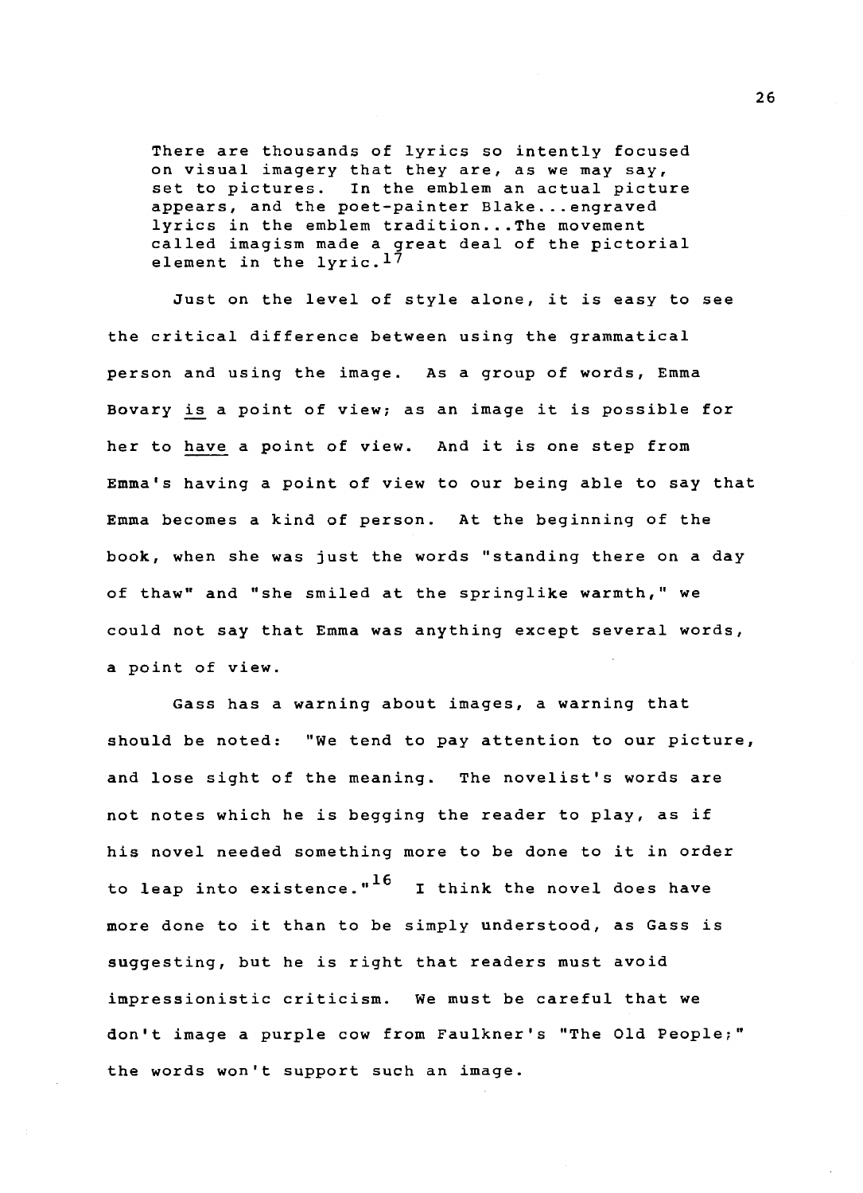> There are thousands of lyrics so intently focused on visual imagery that they are, as we may say, set to pictures. In the emblem an actual picture appears, and the poet-painter Blake...engraved lyrics in the emblem tradition...The movement called imagism made a great deal of the pictorial element in the lyric.[17]

Just on the level of style alone, it is easy to see the critical difference between using the grammatical person and using the image. As a group of words, Emma Bovary _is_ a point of view; as an image it is possible for her to _have_ a point of view. And it is one step from Emma's having a point of view to our being able to say that Emma becomes a kind of person. At the beginning of the book, when she was just the words "standing there on a day of thaw" and "she smiled at the springlike warmth," we could not say that Emma was anything except several words, a point of view.

Gass has a warning about images, a warning that should be noted: "We tend to pay attention to our picture, and lose sight of the meaning. The novelist's words are not notes which he is begging the reader to play, as if his novel needed something more to be done to it in order to leap into existence."[16] I think the novel does have more done to it than to be simply understood, as Gass is suggesting, but he is right that readers must avoid impressionistic criticism. We must be careful that we don't image a purple cow from Faulkner's "The Old People;" the words won't support such an image.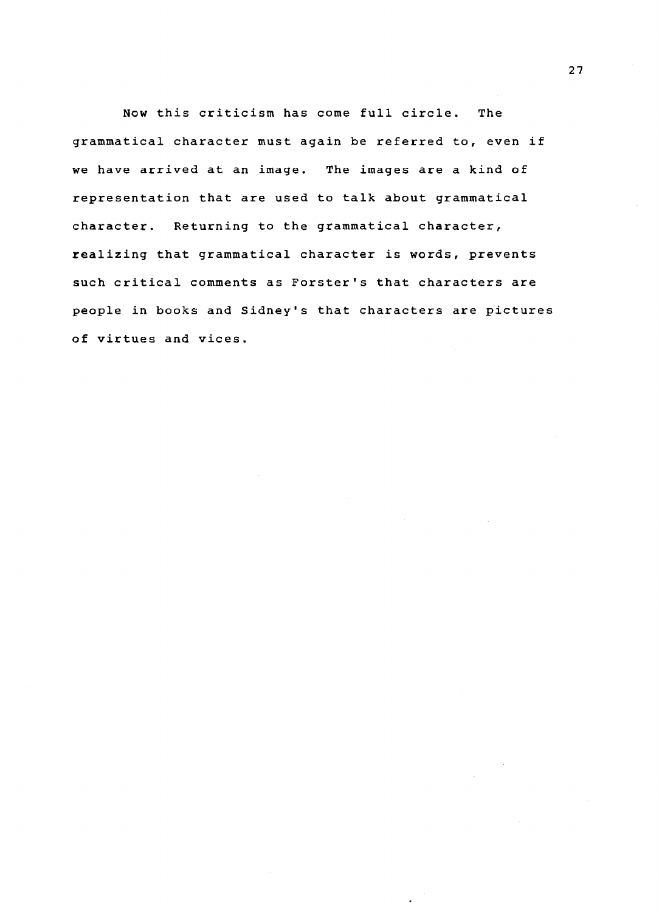Now this criticism has come full circle. The grammatical character must again be referred to, even if we have arrived at an image. The images are a kind of representation that are used to talk about grammatical character. Returning to the grammatical character, realizing that grammatical character is words, prevents such critical comments as Forster's that characters are people in books and Sidney's that characters are pictures of virtues and vices.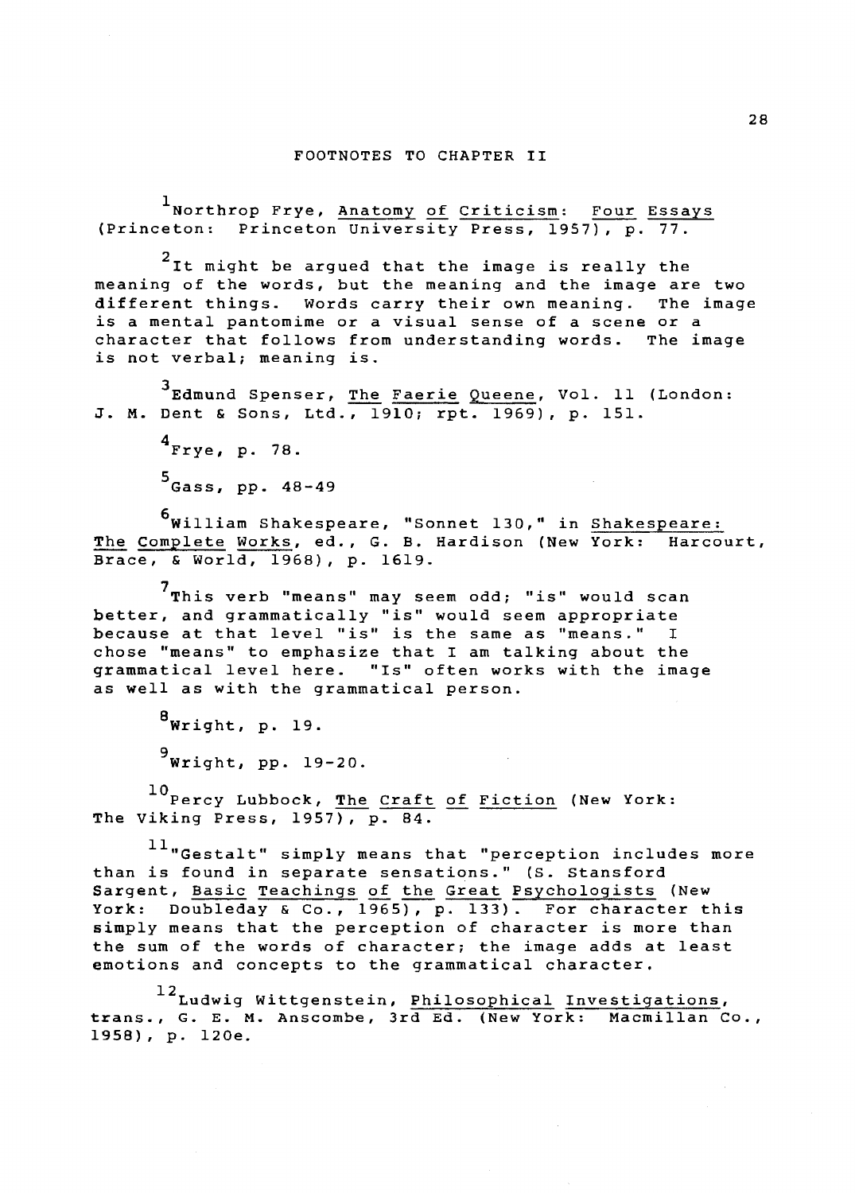## FOOTNOTES TO CHAPTER II

[1] Northrop Frye, Anatomy of Criticism: Four Essays (Princeton: Princeton University Press, 1957), p. 77.

[2] It might be argued that the image is really the meaning of the words, but the meaning and the image are two different things. Words carry their own meaning. The image is a mental pantomime or a visual sense of a scene or a character that follows from understanding words. The image is not verbal; meaning is.

[3] Edmund Spenser, The Faerie Queene, Vol. 11 (London: J. M. Dent & Sons, Ltd., 1910; rpt. 1969), p. 151.

[4] Frye, p. 78.

[5] Gass, pp. 48-49

[6] William Shakespeare, "Sonnet 130," in Shakespeare: The Complete Works, ed., G. B. Hardison (New York: Harcourt, Brace, & World, 1968), p. 1619.

[7] This verb "means" may seem odd; "is" would scan better, and grammatically "is" would seem appropriate because at that level "is" is the same as "means." I chose "means" to emphasize that I am talking about the grammatical level here. "Is" often works with the image as well as with the grammatical person.

[8] Wright, p. 19.

[9] Wright, pp. 19-20.

[10] Percy Lubbock, The Craft of Fiction (New York: The Viking Press, 1957), p. 84.

[11] "Gestalt" simply means that "perception includes more than is found in separate sensations." (S. Stansford Sargent, Basic Teachings of the Great Psychologists (New York: Doubleday & Co., 1965), p. 133). For character this simply means that the perception of character is more than the sum of the words of character; the image adds at least emotions and concepts to the grammatical character.

[12] Ludwig Wittgenstein, Philosophical Investigations, trans., G. E. M. Anscombe, 3rd Ed. (New York: Macmillan Co., 1958), p. 120e.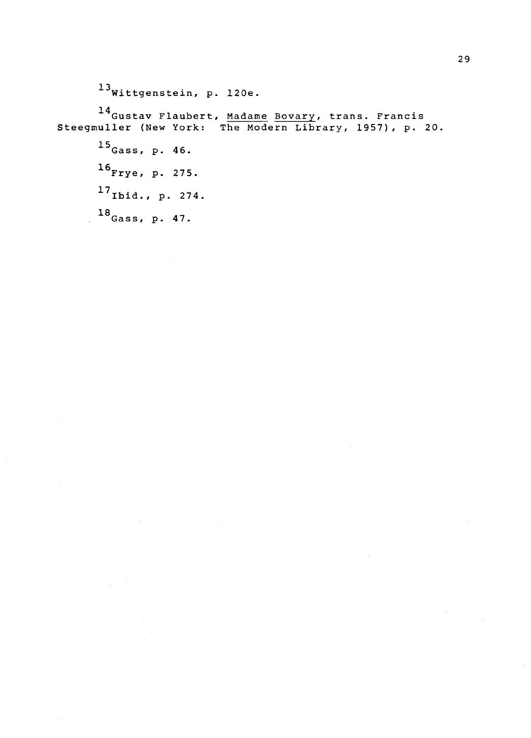[13]Wittgenstein, p. 120e.

[14]Gustav Flaubert, _Madame Bovary_, trans. Francis Steegmuller (New York: The Modern Library, 1957), p. 20.

[15]Gass, p. 46.

[16]Frye, p. 275.

[17]Ibid., p. 274.

[18]Gass, p. 47.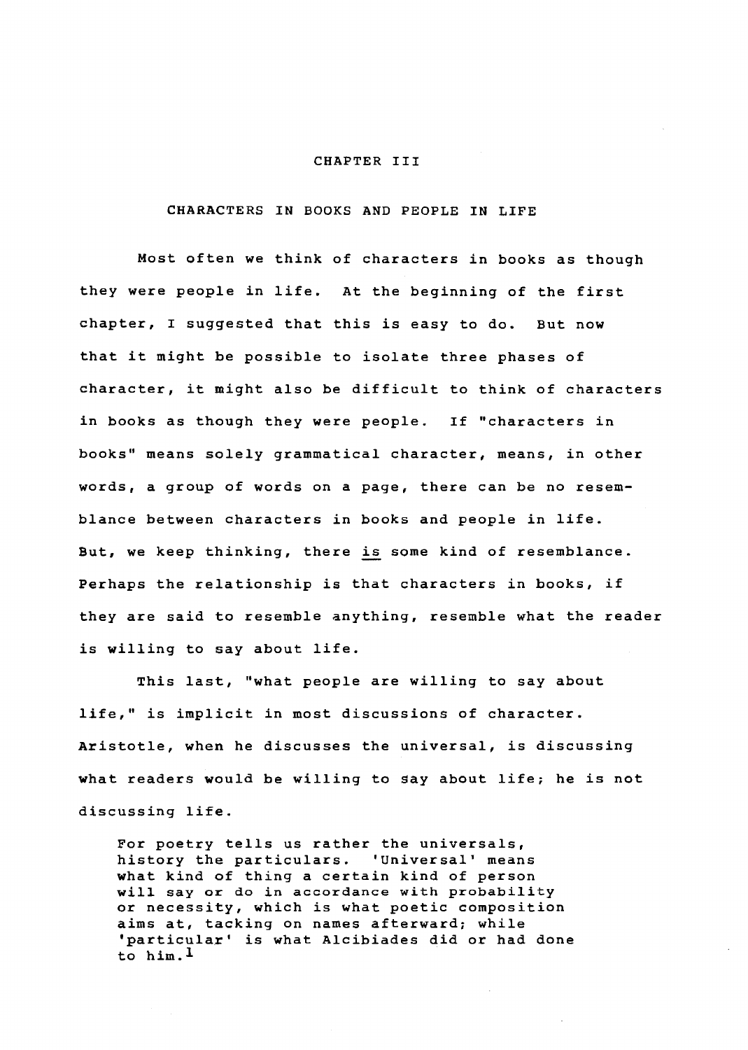# CHAPTER III

## CHARACTERS IN BOOKS AND PEOPLE IN LIFE

Most often we think of characters in books as though they were people in life. At the beginning of the first chapter, I suggested that this is easy to do. But now that it might be possible to isolate three phases of character, it might also be difficult to think of characters in books as though they were people. If "characters in books" means solely grammatical character, means, in other words, a group of words on a page, there can be no resemblance between characters in books and people in life. But, we keep thinking, there _is_ some kind of resemblance. Perhaps the relationship is that characters in books, if they are said to resemble anything, resemble what the reader is willing to say about life.

This last, "what people are willing to say about life," is implicit in most discussions of character. Aristotle, when he discusses the universal, is discussing what readers would be willing to say about life; he is not discussing life.

> For poetry tells us rather the universals, history the particulars. 'Universal' means what kind of thing a certain kind of person will say or do in accordance with probability or necessity, which is what poetic composition aims at, tacking on names afterward; while 'particular' is what Alcibiades did or had done to him.[1]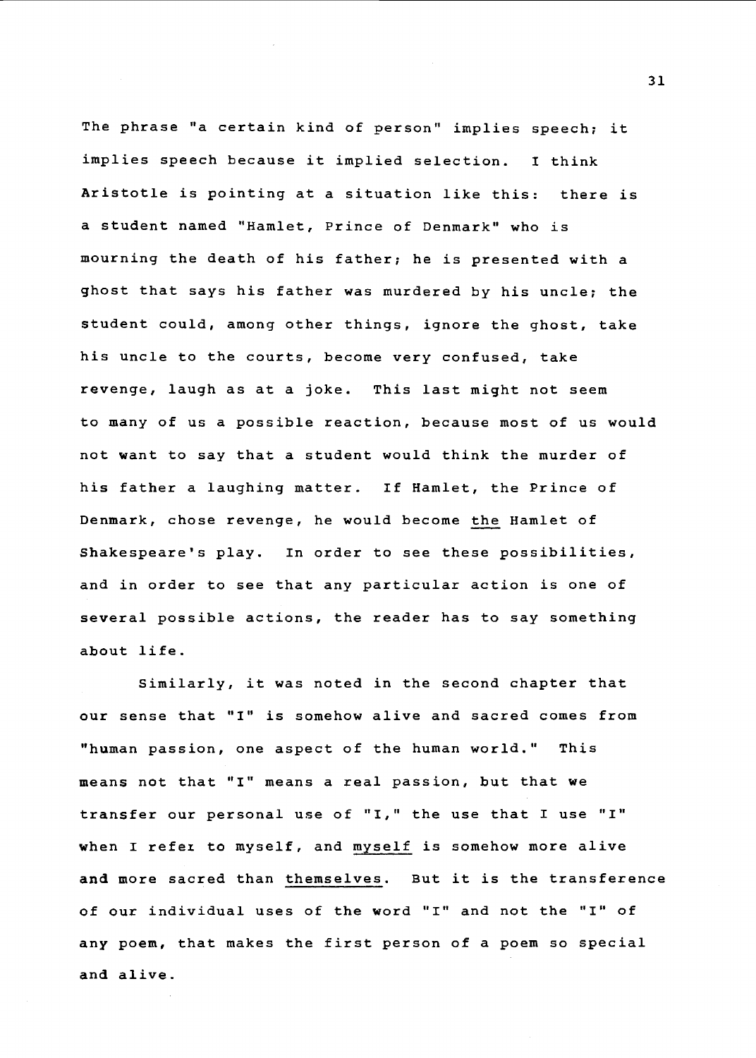The phrase "a certain kind of person" implies speech; it implies speech because it implied selection. I think Aristotle is pointing at a situation like this: there is a student named "Hamlet, Prince of Denmark" who is mourning the death of his father; he is presented with a ghost that says his father was murdered by his uncle; the student could, among other things, ignore the ghost, take his uncle to the courts, become very confused, take revenge, laugh as at a joke. This last might not seem to many of us a possible reaction, because most of us would not want to say that a student would think the murder of his father a laughing matter. If Hamlet, the Prince of Denmark, chose revenge, he would become <u>the</u> Hamlet of Shakespeare's play. In order to see these possibilities, and in order to see that any particular action is one of several possible actions, the reader has to say something about life.

Similarly, it was noted in the second chapter that our sense that "I" is somehow alive and sacred comes from "human passion, one aspect of the human world." This means not that "I" means a real passion, but that we transfer our personal use of "I," the use that I use "I" when I refer to myself, and <u>myself</u> is somehow more alive and more sacred than <u>themselves</u>. But it is the transference of our individual uses of the word "I" and not the "I" of any poem, that makes the first person of a poem so special and alive.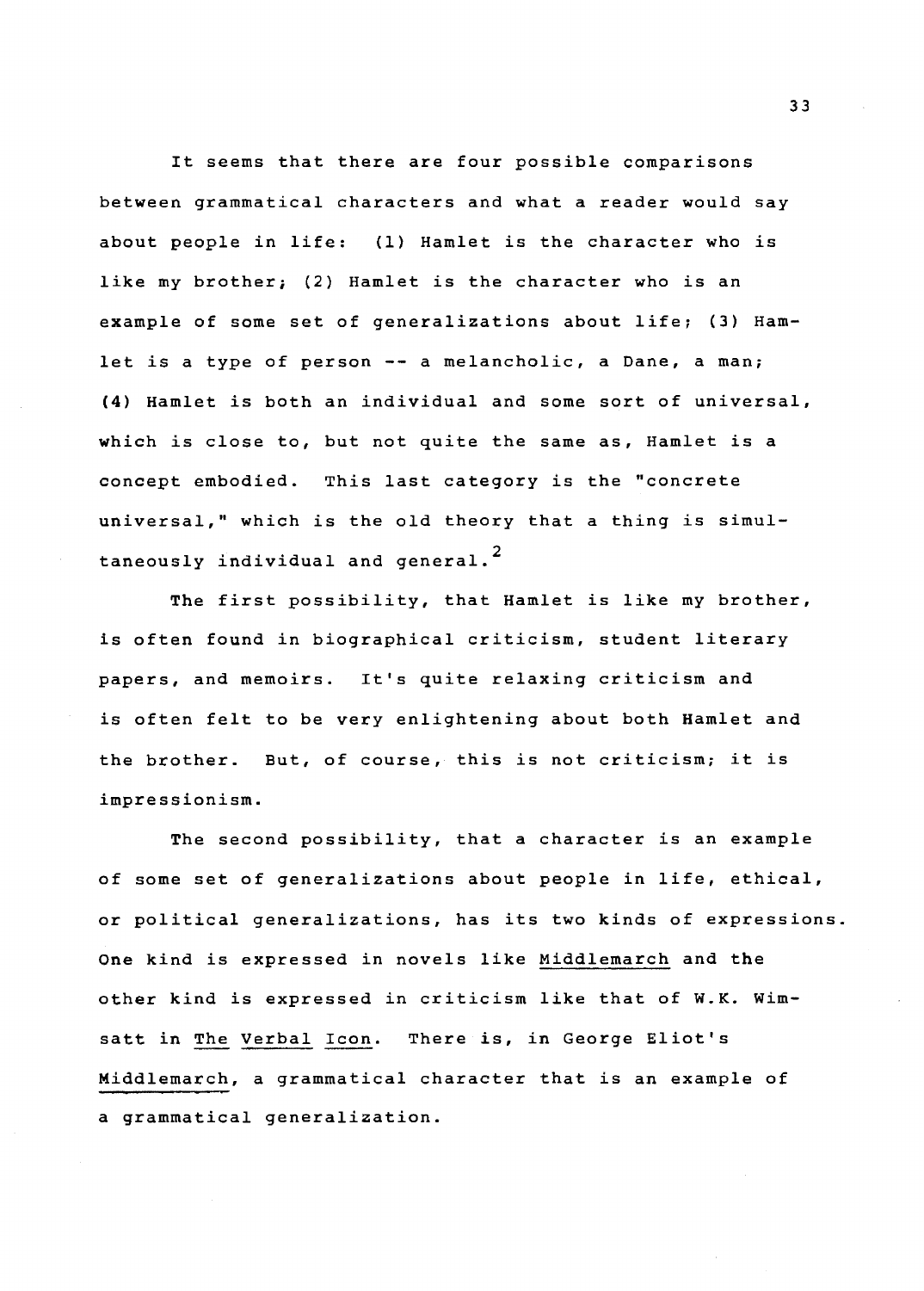It seems that there are four possible comparisons between grammatical characters and what a reader would say about people in life: (1) Hamlet is the character who is like my brother; (2) Hamlet is the character who is an example of some set of generalizations about life; (3) Hamlet is a type of person -- a melancholic, a Dane, a man; (4) Hamlet is both an individual and some sort of universal, which is close to, but not quite the same as, Hamlet is a concept embodied. This last category is the "concrete universal," which is the old theory that a thing is simultaneously individual and general.[2]

The first possibility, that Hamlet is like my brother, is often found in biographical criticism, student literary papers, and memoirs. It's quite relaxing criticism and is often felt to be very enlightening about both Hamlet and the brother. But, of course, this is not criticism; it is impressionism.

The second possibility, that a character is an example of some set of generalizations about people in life, ethical, or political generalizations, has its two kinds of expressions. One kind is expressed in novels like Middlemarch and the other kind is expressed in criticism like that of W.K. Wimsatt in The Verbal Icon. There is, in George Eliot's Middlemarch, a grammatical character that is an example of a grammatical generalization.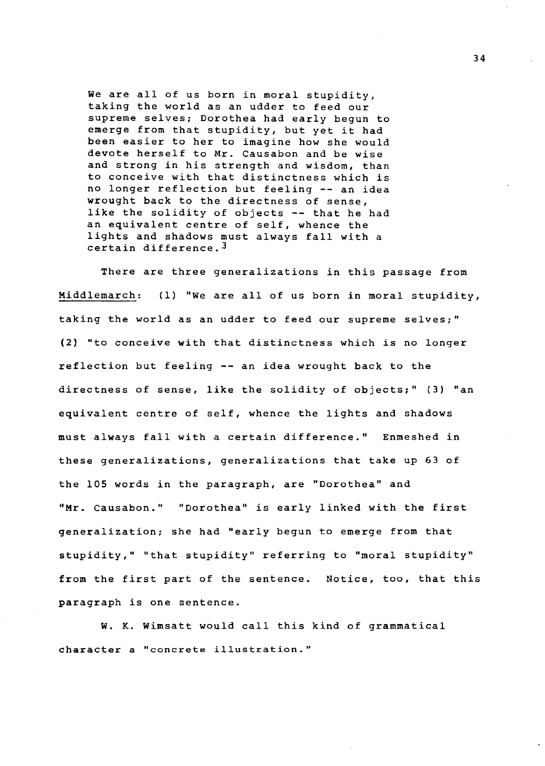> We are all of us born in moral stupidity, taking the world as an udder to feed our supreme selves; Dorothea had early begun to emerge from that stupidity, but yet it had been easier to her to imagine how she would devote herself to Mr. Causabon and be wise and strong in his strength and wisdom, than to conceive with that distinctness which is no longer reflection but feeling -- an idea wrought back to the directness of sense, like the solidity of objects -- that he had an equivalent centre of self, whence the lights and shadows must always fall with a certain difference.[3]

There are three generalizations in this passage from Middlemarch: (1) "We are all of us born in moral stupidity, taking the world as an udder to feed our supreme selves;" (2) "to conceive with that distinctness which is no longer reflection but feeling -- an idea wrought back to the directness of sense, like the solidity of objects;" (3) "an equivalent centre of self, whence the lights and shadows must always fall with a certain difference." Enmeshed in these generalizations, generalizations that take up 63 of the 105 words in the paragraph, are "Dorothea" and "Mr. Causabon." "Dorothea" is early linked with the first generalization; she had "early begun to emerge from that stupidity," "that stupidity" referring to "moral stupidity" from the first part of the sentence. Notice, too, that this paragraph is one sentence.

W. K. Wimsatt would call this kind of grammatical character a "concrete illustration."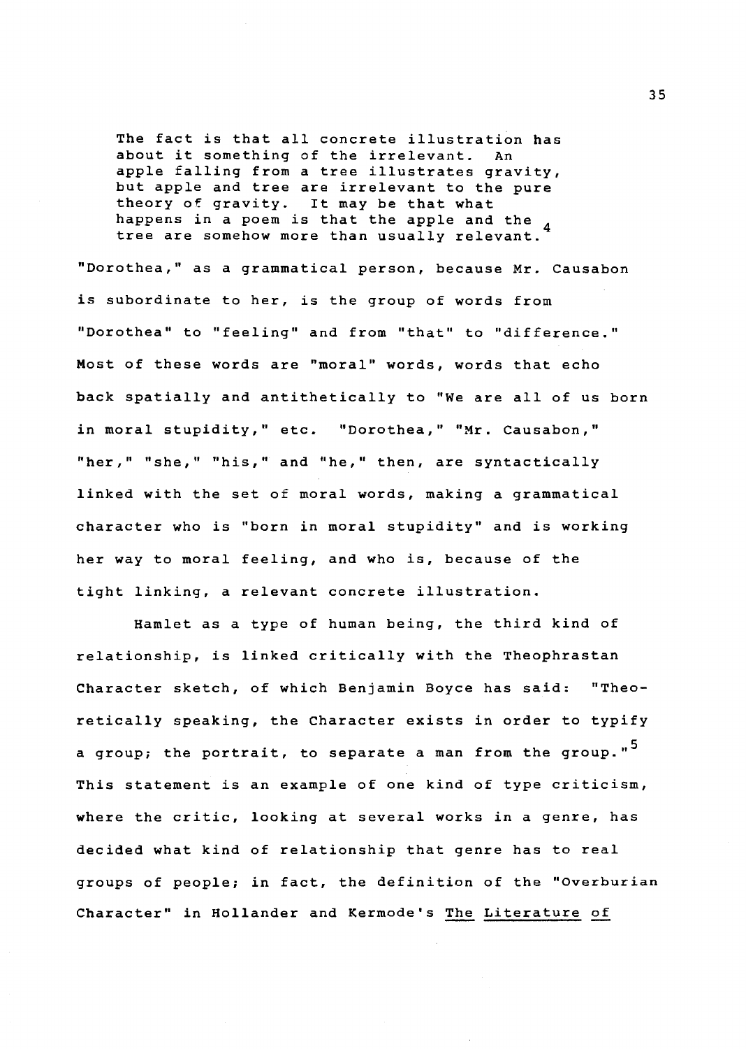> The fact is that all concrete illustration has about it something of the irrelevant. An apple falling from a tree illustrates gravity, but apple and tree are irrelevant to the pure theory of gravity. It may be that what happens in a poem is that the apple and the tree are somehow more than usually relevant.[4]

"Dorothea," as a grammatical person, because Mr. Causabon is subordinate to her, is the group of words from "Dorothea" to "feeling" and from "that" to "difference." Most of these words are "moral" words, words that echo back spatially and antithetically to "We are all of us born in moral stupidity," etc. "Dorothea," "Mr. Causabon," "her," "she," "his," and "he," then, are syntactically linked with the set of moral words, making a grammatical character who is "born in moral stupidity" and is working her way to moral feeling, and who is, because of the tight linking, a relevant concrete illustration.

Hamlet as a type of human being, the third kind of relationship, is linked critically with the Theophrastan Character sketch, of which Benjamin Boyce has said: "Theoretically speaking, the Character exists in order to typify a group; the portrait, to separate a man from the group."[5] This statement is an example of one kind of type criticism, where the critic, looking at several works in a genre, has decided what kind of relationship that genre has to real groups of people; in fact, the definition of the "Overburian Character" in Hollander and Kermode's <u>The Literature of</u>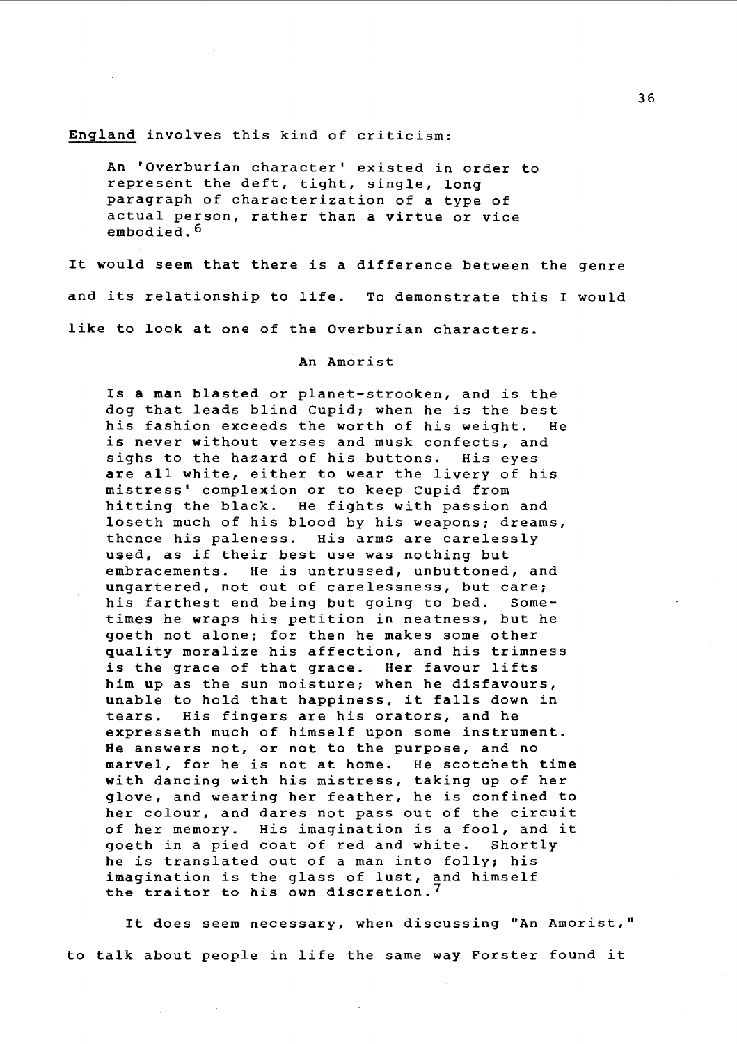England involves this kind of criticism:

> An 'Overburian character' existed in order to represent the deft, tight, single, long paragraph of characterization of a type of actual person, rather than a virtue or vice embodied.[6]

It would seem that there is a difference between the genre and its relationship to life. To demonstrate this I would like to look at one of the Overburian characters.

An Amorist

> Is a man blasted or planet-strooken, and is the dog that leads blind Cupid; when he is the best his fashion exceeds the worth of his weight. He is never without verses and musk confects, and sighs to the hazard of his buttons. His eyes are all white, either to wear the livery of his mistress' complexion or to keep Cupid from hitting the black. He fights with passion and loseth much of his blood by his weapons; dreams, thence his paleness. His arms are carelessly used, as if their best use was nothing but embracements. He is untrussed, unbuttoned, and ungartered, not out of carelessness, but care; his farthest end being but going to bed. Sometimes he wraps his petition in neatness, but he goeth not alone; for then he makes some other quality moralize his affection, and his trimness is the grace of that grace. Her favour lifts him up as the sun moisture; when he disfavours, unable to hold that happiness, it falls down in tears. His fingers are his orators, and he expresseth much of himself upon some instrument. He answers not, or not to the purpose, and no marvel, for he is not at home. He scotcheth time with dancing with his mistress, taking up of her glove, and wearing her feather, he is confined to her colour, and dares not pass out of the circuit of her memory. His imagination is a fool, and it goeth in a pied coat of red and white. Shortly he is translated out of a man into folly; his imagination is the glass of lust, and himself the traitor to his own discretion.[7]

It does seem necessary, when discussing "An Amorist," to talk about people in life the same way Forster found it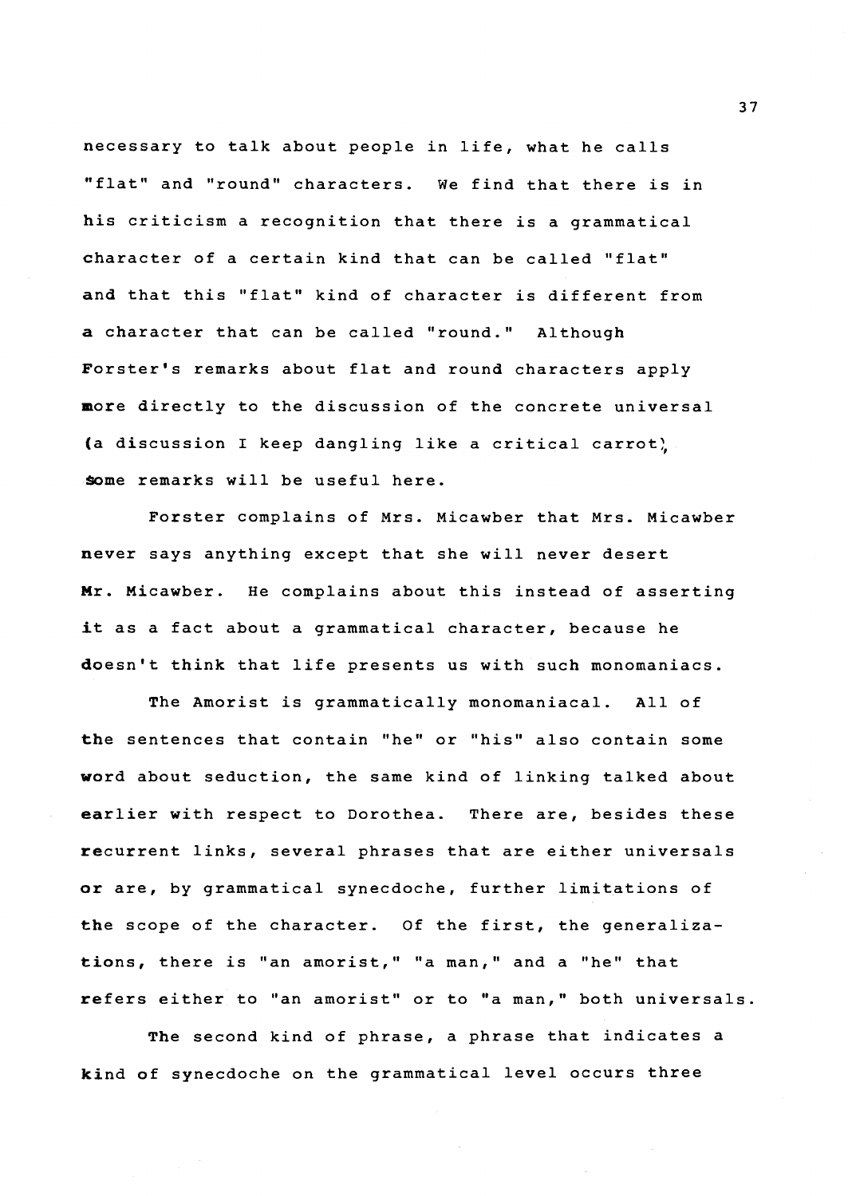necessary to talk about people in life, what he calls "flat" and "round" characters. We find that there is in his criticism a recognition that there is a grammatical character of a certain kind that can be called "flat" and that this "flat" kind of character is different from a character that can be called "round." Although Forster's remarks about flat and round characters apply more directly to the discussion of the concrete universal (a discussion I keep dangling like a critical carrot), some remarks will be useful here.

Forster complains of Mrs. Micawber that Mrs. Micawber never says anything except that she will never desert Mr. Micawber. He complains about this instead of asserting it as a fact about a grammatical character, because he doesn't think that life presents us with such monomaniacs.

The Amorist is grammatically monomaniacal. All of the sentences that contain "he" or "his" also contain some word about seduction, the same kind of linking talked about earlier with respect to Dorothea. There are, besides these recurrent links, several phrases that are either universals or are, by grammatical synecdoche, further limitations of the scope of the character. Of the first, the generalizations, there is "an amorist," "a man," and a "he" that refers either to "an amorist" or to "a man," both universals.

The second kind of phrase, a phrase that indicates a kind of synecdoche on the grammatical level occurs three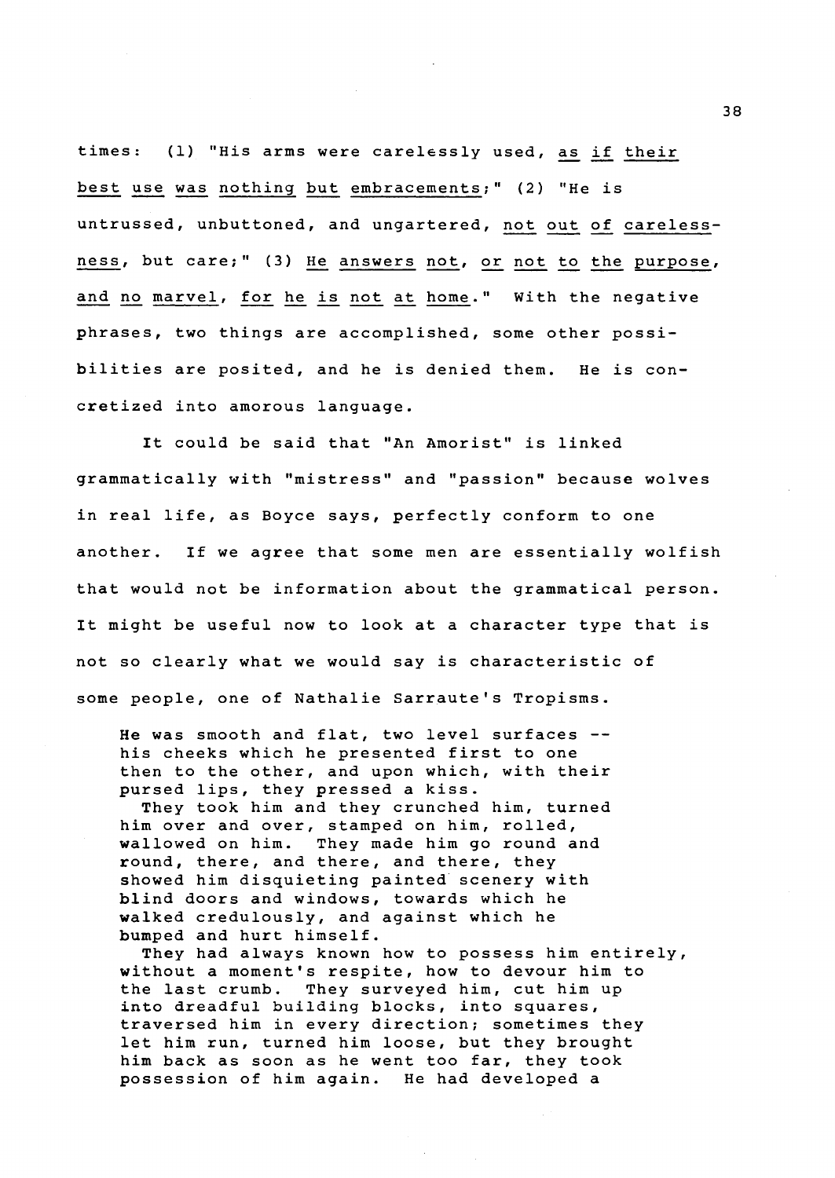times: (1) "His arms were carelessly used, _as if their best use was nothing but embracements_;" (2) "He is untrussed, unbuttoned, and ungartered, _not out of carelessness_, but care;" (3) _He answers not, or not to the purpose, and no marvel, for he is not at home_." With the negative phrases, two things are accomplished, some other possibilities are posited, and he is denied them. He is concretized into amorous language.

It could be said that "An Amorist" is linked grammatically with "mistress" and "passion" because wolves in real life, as Boyce says, perfectly conform to one another. If we agree that some men are essentially wolfish that would not be information about the grammatical person. It might be useful now to look at a character type that is not so clearly what we would say is characteristic of some people, one of Nathalie Sarraute's Tropisms.

> He was smooth and flat, two level surfaces -- his cheeks which he presented first to one then to the other, and upon which, with their pursed lips, they pressed a kiss.
>
> They took him and they crunched him, turned him over and over, stamped on him, rolled, wallowed on him. They made him go round and round, there, and there, and there, they showed him disquieting painted scenery with blind doors and windows, towards which he walked credulously, and against which he bumped and hurt himself.
>
> They had always known how to possess him entirely, without a moment's respite, how to devour him to the last crumb. They surveyed him, cut him up into dreadful building blocks, into squares, traversed him in every direction; sometimes they let him run, turned him loose, but they brought him back as soon as he went too far, they took possession of him again. He had developed a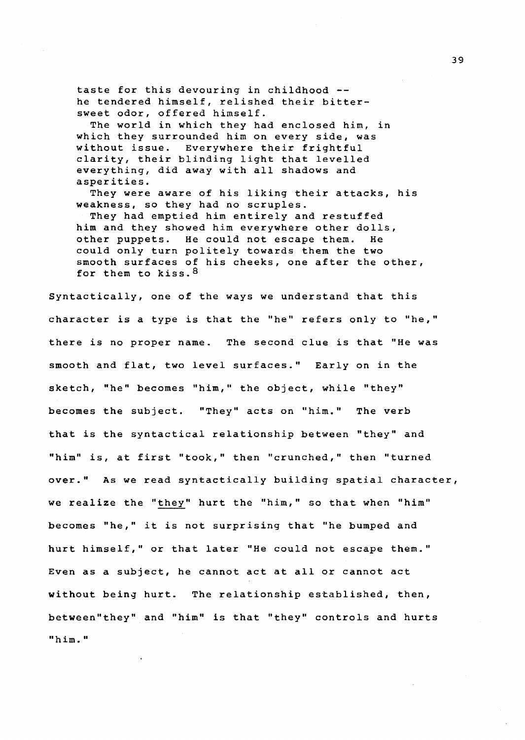> taste for this devouring in childhood --
> he tendered himself, relished their bitter-
> sweet odor, offered himself.
>
> The world in which they had enclosed him, in which they surrounded him on every side, was without issue. Everywhere their frightful clarity, their blinding light that levelled everything, did away with all shadows and asperities.
>
> They were aware of his liking their attacks, his weakness, so they had no scruples.
>
> They had emptied him entirely and restuffed him and they showed him everywhere other dolls, other puppets. He could not escape them. He could only turn politely towards them the two smooth surfaces of his cheeks, one after the other, for them to kiss.[8]

Syntactically, one of the ways we understand that this character is a type is that the "he" refers only to "he," there is no proper name. The second clue is that "He was smooth and flat, two level surfaces." Early on in the sketch, "he" becomes "him," the object, while "they" becomes the subject. "They" acts on "him." The verb that is the syntactical relationship between "they" and "him" is, at first "took," then "crunched," then "turned over." As we read syntactically building spatial character, we realize the "they" hurt the "him," so that when "him" becomes "he," it is not surprising that "he bumped and hurt himself," or that later "He could not escape them." Even as a subject, he cannot act at all or cannot act without being hurt. The relationship established, then, between "they" and "him" is that "they" controls and hurts "him."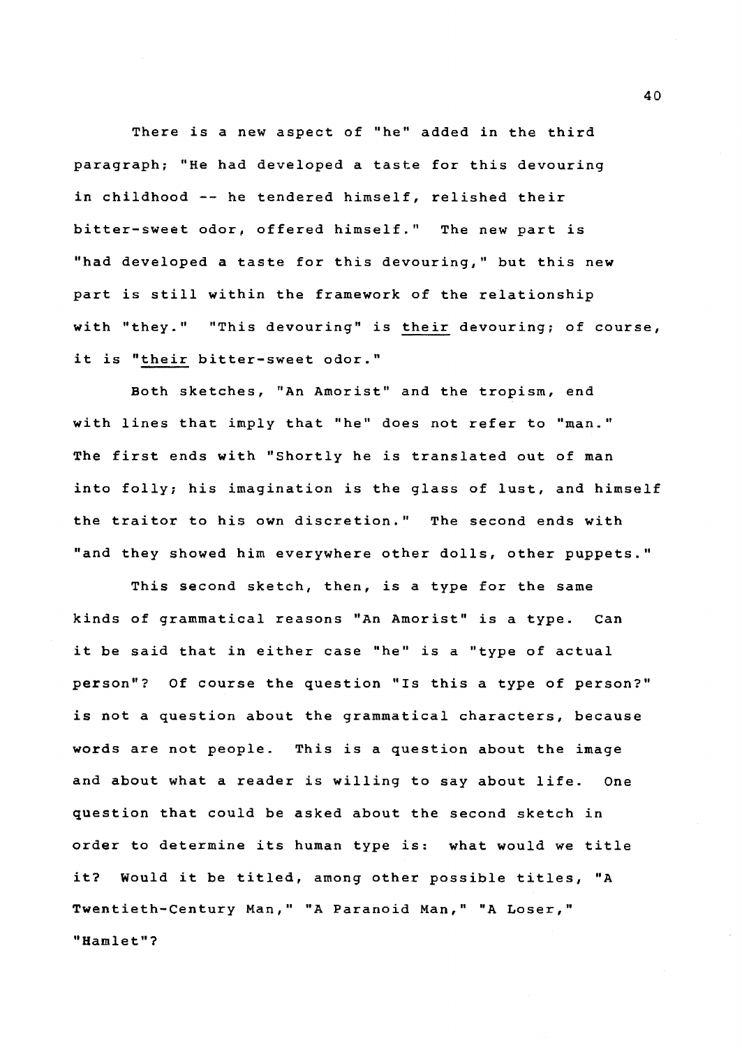There is a new aspect of "he" added in the third paragraph; "He had developed a taste for this devouring in childhood -- he tendered himself, relished their bitter-sweet odor, offered himself." The new part is "had developed a taste for this devouring," but this new part is still within the framework of the relationship with "they." "This devouring" is <u>their</u> devouring; of course, it is "<u>their</u> bitter-sweet odor."

Both sketches, "An Amorist" and the tropism, end with lines that imply that "he" does not refer to "man." The first ends with "Shortly he is translated out of man into folly; his imagination is the glass of lust, and himself the traitor to his own discretion." The second ends with "and they showed him everywhere other dolls, other puppets."

This second sketch, then, is a type for the same kinds of grammatical reasons "An Amorist" is a type. Can it be said that in either case "he" is a "type of actual person"? Of course the question "Is this a type of person?" is not a question about the grammatical characters, because words are not people. This is a question about the image and about what a reader is willing to say about life. One question that could be asked about the second sketch in order to determine its human type is: what would we title it? Would it be titled, among other possible titles, "A Twentieth-Century Man," "A Paranoid Man," "A Loser," "Hamlet"?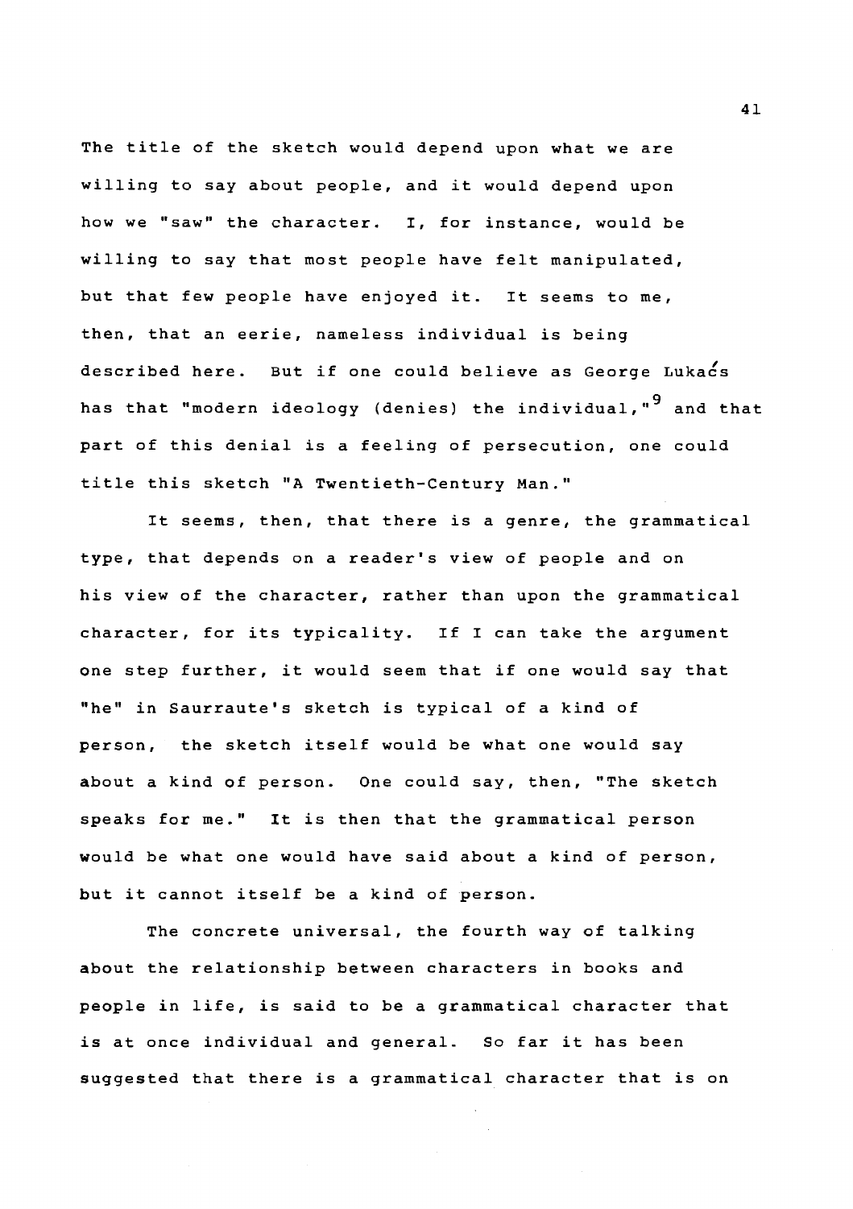The title of the sketch would depend upon what we are willing to say about people, and it would depend upon how we "saw" the character. I, for instance, would be willing to say that most people have felt manipulated, but that few people have enjoyed it. It seems to me, then, that an eerie, nameless individual is being described here. But if one could believe as George Lukács has that "modern ideology (denies) the individual,"[9] and that part of this denial is a feeling of persecution, one could title this sketch "A Twentieth-Century Man."

It seems, then, that there is a genre, the grammatical type, that depends on a reader's view of people and on his view of the character, rather than upon the grammatical character, for its typicality. If I can take the argument one step further, it would seem that if one would say that "he" in Saurraute's sketch is typical of a kind of person, the sketch itself would be what one would say about a kind of person. One could say, then, "The sketch speaks for me." It is then that the grammatical person would be what one would have said about a kind of person, but it cannot itself be a kind of person.

The concrete universal, the fourth way of talking about the relationship between characters in books and people in life, is said to be a grammatical character that is at once individual and general. So far it has been suggested that there is a grammatical character that is on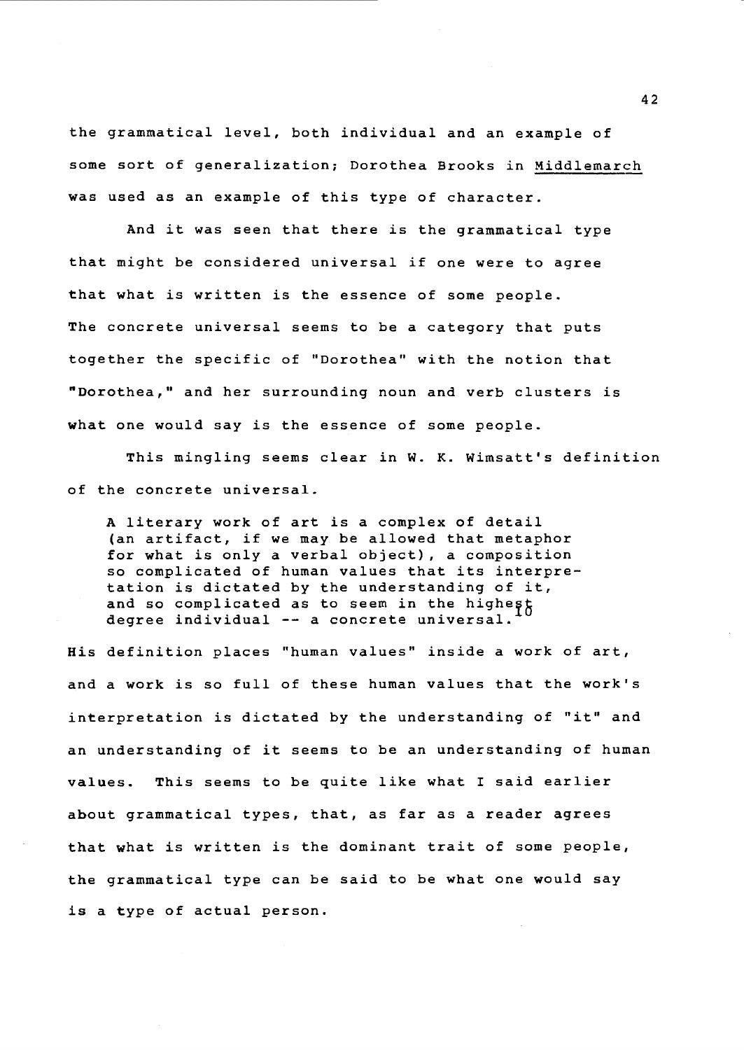the grammatical level, both individual and an example of some sort of generalization; Dorothea Brooks in Middlemarch was used as an example of this type of character.

And it was seen that there is the grammatical type that might be considered universal if one were to agree that what is written is the essence of some people. The concrete universal seems to be a category that puts together the specific of "Dorothea" with the notion that "Dorothea," and her surrounding noun and verb clusters is what one would say is the essence of some people.

This mingling seems clear in W. K. Wimsatt's definition of the concrete universal.

> A literary work of art is a complex of detail (an artifact, if we may be allowed that metaphor for what is only a verbal object), a composition so complicated of human values that its interpretation is dictated by the understanding of it, and so complicated as to seem in the highest degree individual -- a concrete universal.[10]

His definition places "human values" inside a work of art, and a work is so full of these human values that the work's interpretation is dictated by the understanding of "it" and an understanding of it seems to be an understanding of human values. This seems to be quite like what I said earlier about grammatical types, that, as far as a reader agrees that what is written is the dominant trait of some people, the grammatical type can be said to be what one would say is a type of actual person.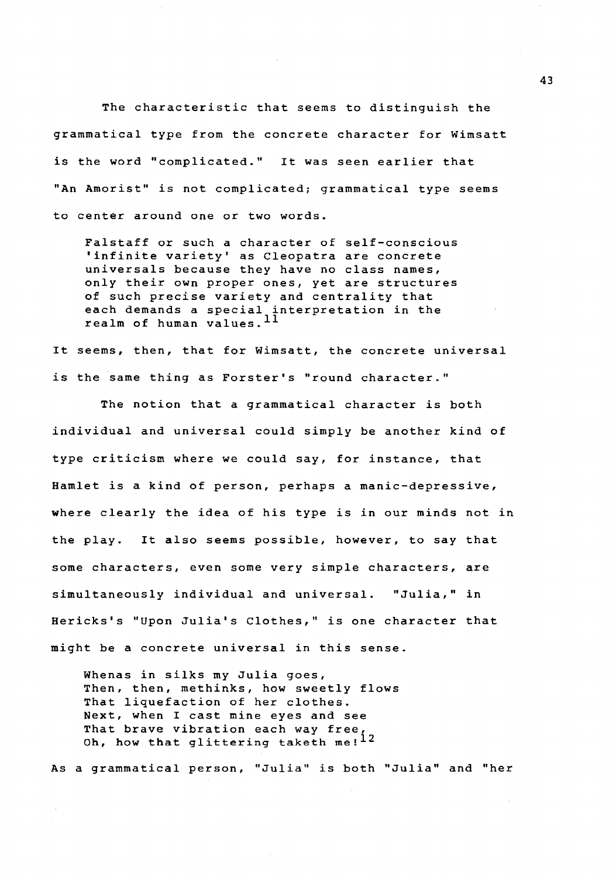The characteristic that seems to distinguish the grammatical type from the concrete character for Wimsatt is the word "complicated." It was seen earlier that "An Amorist" is not complicated; grammatical type seems to center around one or two words.

> Falstaff or such a character of self-conscious 'infinite variety' as Cleopatra are concrete universals because they have no class names, only their own proper ones, yet are structures of such precise variety and centrality that each demands a special interpretation in the realm of human values.[11]

It seems, then, that for Wimsatt, the concrete universal is the same thing as Forster's "round character."

The notion that a grammatical character is both individual and universal could simply be another kind of type criticism where we could say, for instance, that Hamlet is a kind of person, perhaps a manic-depressive, where clearly the idea of his type is in our minds not in the play. It also seems possible, however, to say that some characters, even some very simple characters, are simultaneously individual and universal. "Julia," in Hericks's "Upon Julia's Clothes," is one character that might be a concrete universal in this sense.

> Whenas in silks my Julia goes,
> Then, then, methinks, how sweetly flows
> That liquefaction of her clothes.
> Next, when I cast mine eyes and see
> That brave vibration each way free,
> Oh, how that glittering taketh me![12]

As a grammatical person, "Julia" is both "Julia" and "her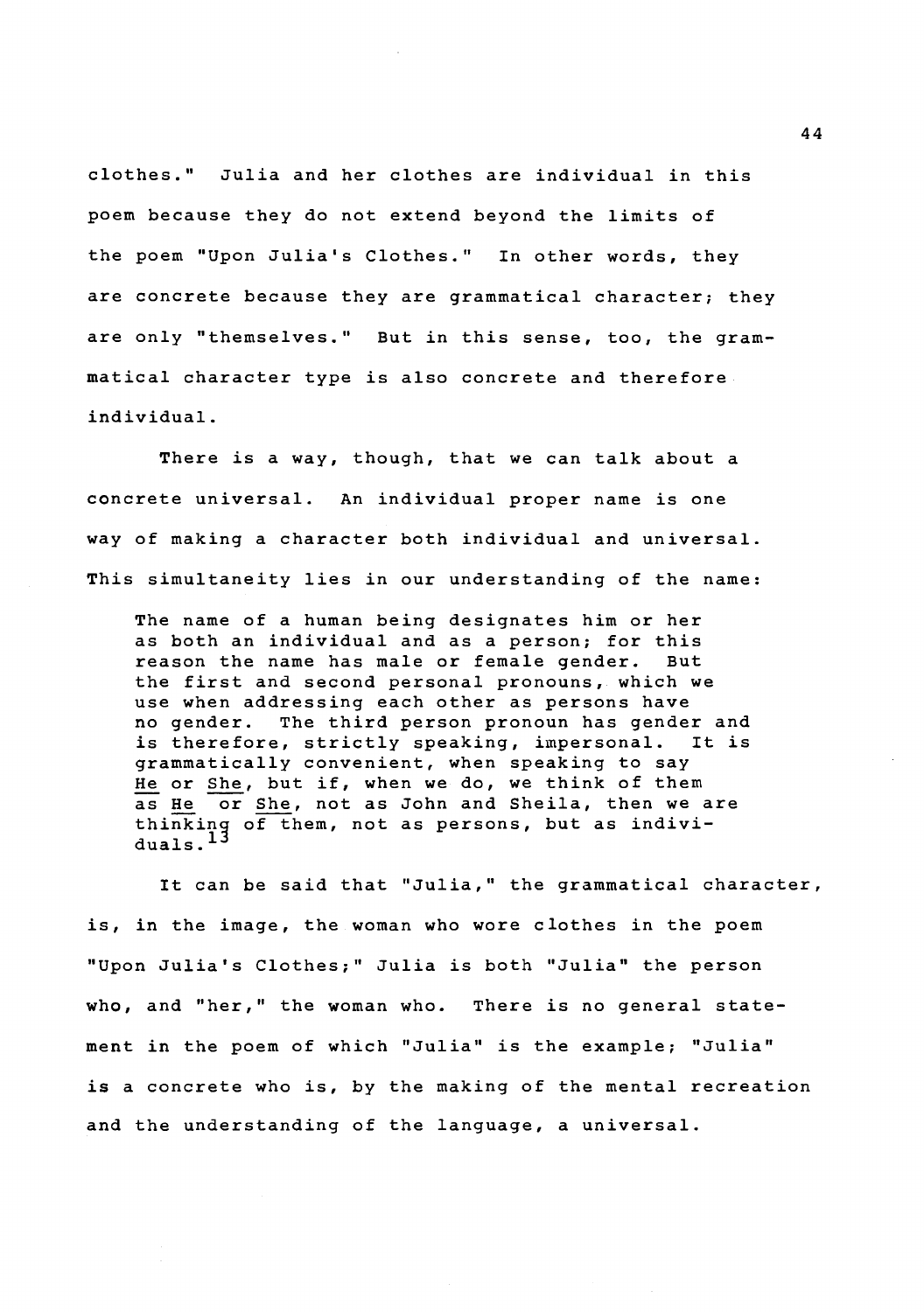clothes." Julia and her clothes are individual in this poem because they do not extend beyond the limits of the poem "Upon Julia's Clothes." In other words, they are concrete because they are grammatical character; they are only "themselves." But in this sense, too, the grammatical character type is also concrete and therefore individual.

There is a way, though, that we can talk about a concrete universal. An individual proper name is one way of making a character both individual and universal. This simultaneity lies in our understanding of the name:

> The name of a human being designates him or her as both an individual and as a person; for this reason the name has male or female gender. But the first and second personal pronouns, which we use when addressing each other as persons have no gender. The third person pronoun has gender and is therefore, strictly speaking, impersonal. It is grammatically convenient, when speaking to say <u>He</u> or <u>She</u>, but if, when we do, we think of them as <u>He</u> or <u>She</u>, not as John and Sheila, then we are thinking of them, not as persons, but as individuals.[13]

It can be said that "Julia," the grammatical character, is, in the image, the woman who wore clothes in the poem "Upon Julia's Clothes;" Julia is both "Julia" the person who, and "her," the woman who. There is no general statement in the poem of which "Julia" is the example; "Julia" is a concrete who is, by the making of the mental recreation and the understanding of the language, a universal.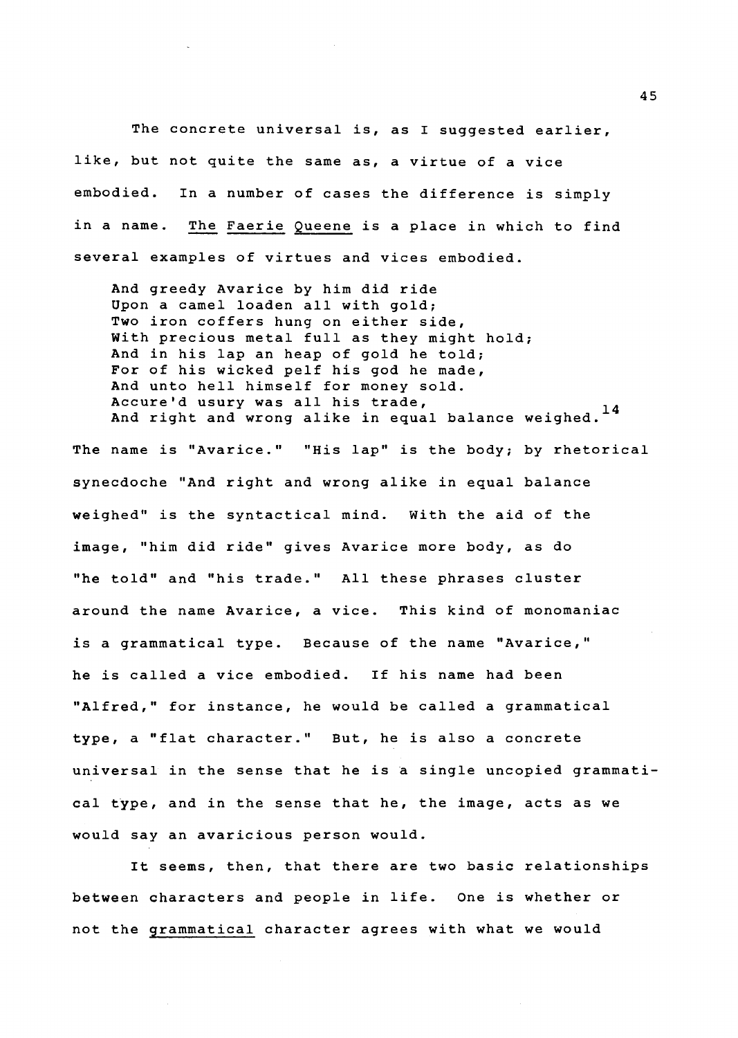The concrete universal is, as I suggested earlier, like, but not quite the same as, a virtue of a vice embodied. In a number of cases the difference is simply in a name. The Faerie Queene is a place in which to find several examples of virtues and vices embodied.

> And greedy Avarice by him did ride
> Upon a camel loaden all with gold;
> Two iron coffers hung on either side,
> With precious metal full as they might hold;
> And in his lap an heap of gold he told;
> For of his wicked pelf his god he made,
> And unto hell himself for money sold.
> Accure'd usury was all his trade,
> And right and wrong alike in equal balance weighed.[14]

The name is "Avarice." "His lap" is the body; by rhetorical synecdoche "And right and wrong alike in equal balance weighed" is the syntactical mind. With the aid of the image, "him did ride" gives Avarice more body, as do "he told" and "his trade." All these phrases cluster around the name Avarice, a vice. This kind of monomaniac is a grammatical type. Because of the name "Avarice," he is called a vice embodied. If his name had been "Alfred," for instance, he would be called a grammatical type, a "flat character." But, he is also a concrete universal in the sense that he is a single uncopied grammatical type, and in the sense that he, the image, acts as we would say an avaricious person would.

It seems, then, that there are two basic relationships between characters and people in life. One is whether or not the grammatical character agrees with what we would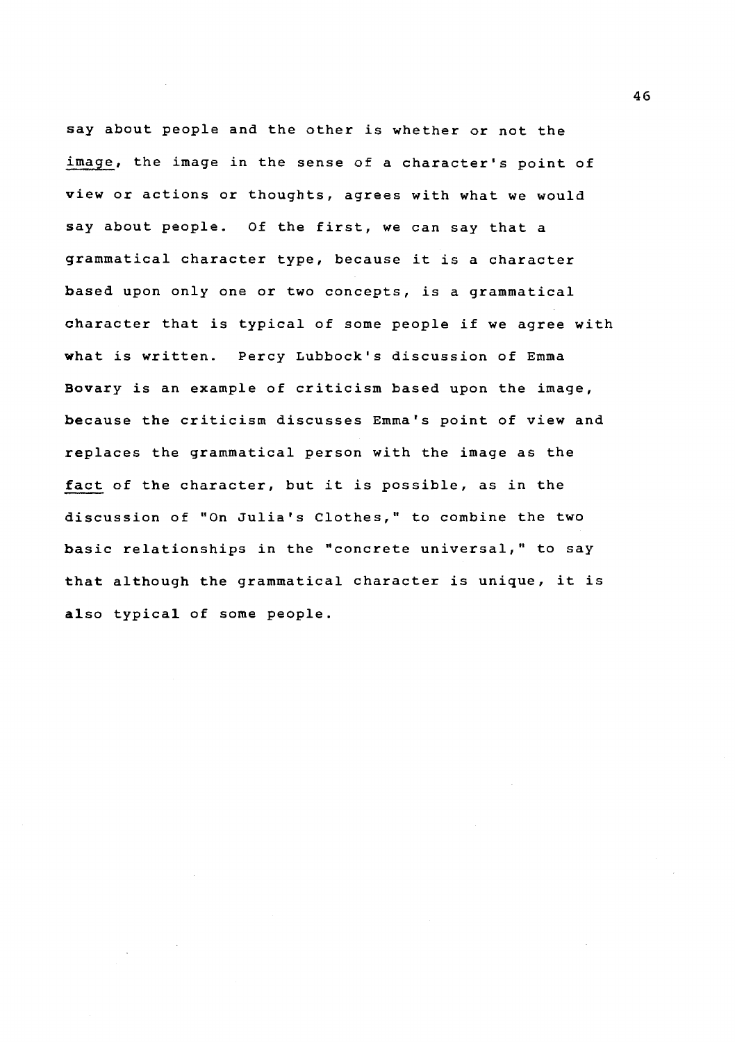say about people and the other is whether or not the _image_, the image in the sense of a character's point of view or actions or thoughts, agrees with what we would say about people. Of the first, we can say that a grammatical character type, because it is a character based upon only one or two concepts, is a grammatical character that is typical of some people if we agree with what is written. Percy Lubbock's discussion of Emma Bovary is an example of criticism based upon the image, because the criticism discusses Emma's point of view and replaces the grammatical person with the image as the _fact_ of the character, but it is possible, as in the discussion of "On Julia's Clothes," to combine the two basic relationships in the "concrete universal," to say that although the grammatical character is unique, it is also typical of some people.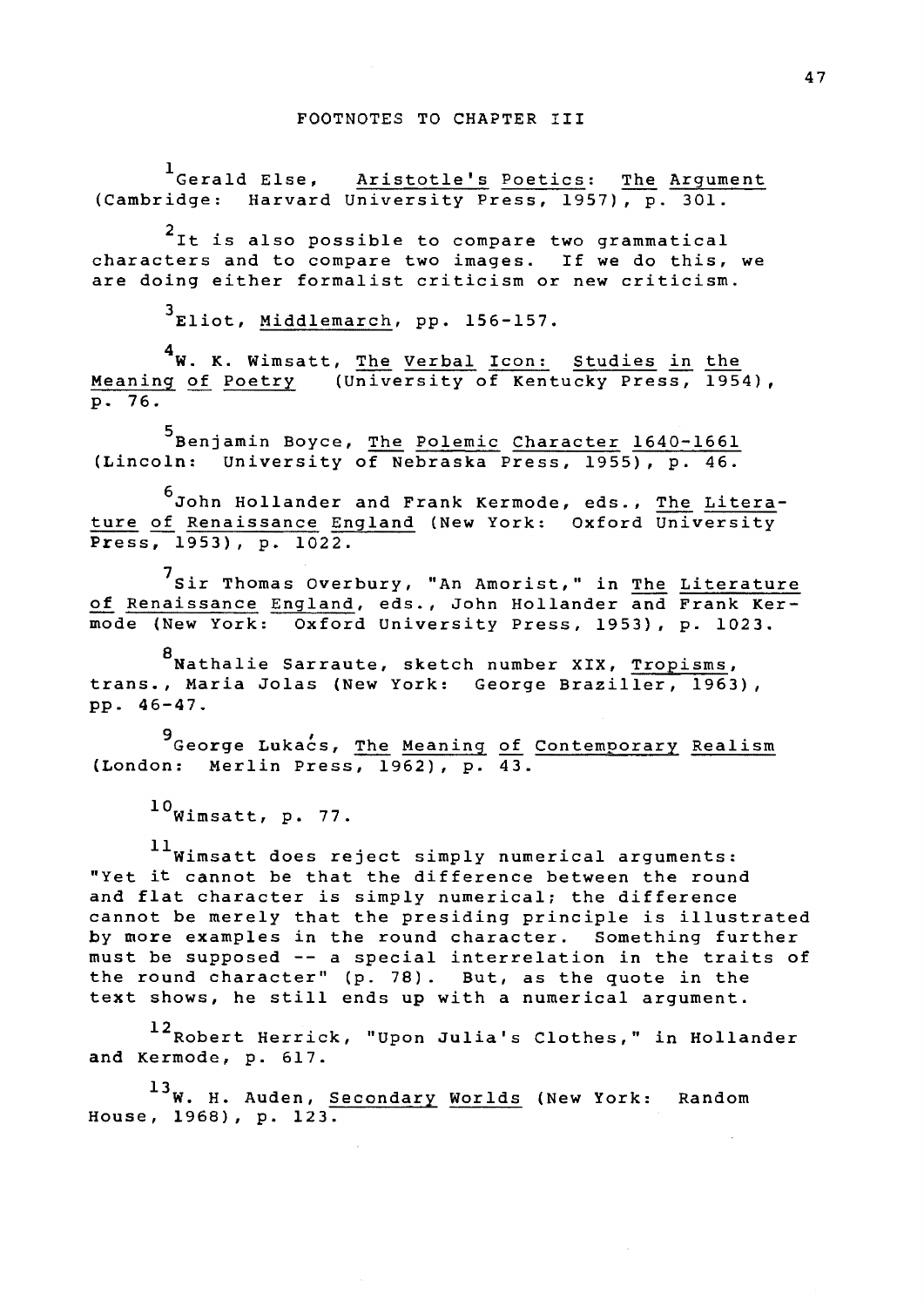## FOOTNOTES TO CHAPTER III

[1] Gerald Else, _Aristotle's Poetics: The Argument_ (Cambridge: Harvard University Press, 1957), p. 301.

[2] It is also possible to compare two grammatical characters and to compare two images. If we do this, we are doing either formalist criticism or new criticism.

[3] Eliot, _Middlemarch_, pp. 156-157.

[4] W. K. Wimsatt, _The Verbal Icon: Studies in the Meaning of Poetry_ (University of Kentucky Press, 1954), p. 76.

[5] Benjamin Boyce, _The Polemic Character 1640-1661_ (Lincoln: University of Nebraska Press, 1955), p. 46.

[6] John Hollander and Frank Kermode, eds., _The Literature of Renaissance England_ (New York: Oxford University Press, 1953), p. 1022.

[7] Sir Thomas Overbury, "An Amorist," in _The Literature of Renaissance England_, eds., John Hollander and Frank Kermode (New York: Oxford University Press, 1953), p. 1023.

[8] Nathalie Sarraute, sketch number XIX, _Tropisms_, trans., Maria Jolas (New York: George Braziller, 1963), pp. 46-47.

[9] George Lukács, _The Meaning of Contemporary Realism_ (London: Merlin Press, 1962), p. 43.

[10] Wimsatt, p. 77.

[11] Wimsatt does reject simply numerical arguments: "Yet it cannot be that the difference between the round and flat character is simply numerical; the difference cannot be merely that the presiding principle is illustrated by more examples in the round character. Something further must be supposed -- a special interrelation in the traits of the round character" (p. 78). But, as the quote in the text shows, he still ends up with a numerical argument.

[12] Robert Herrick, "Upon Julia's Clothes," in Hollander and Kermode, p. 617.

[13] W. H. Auden, _Secondary Worlds_ (New York: Random House, 1968), p. 123.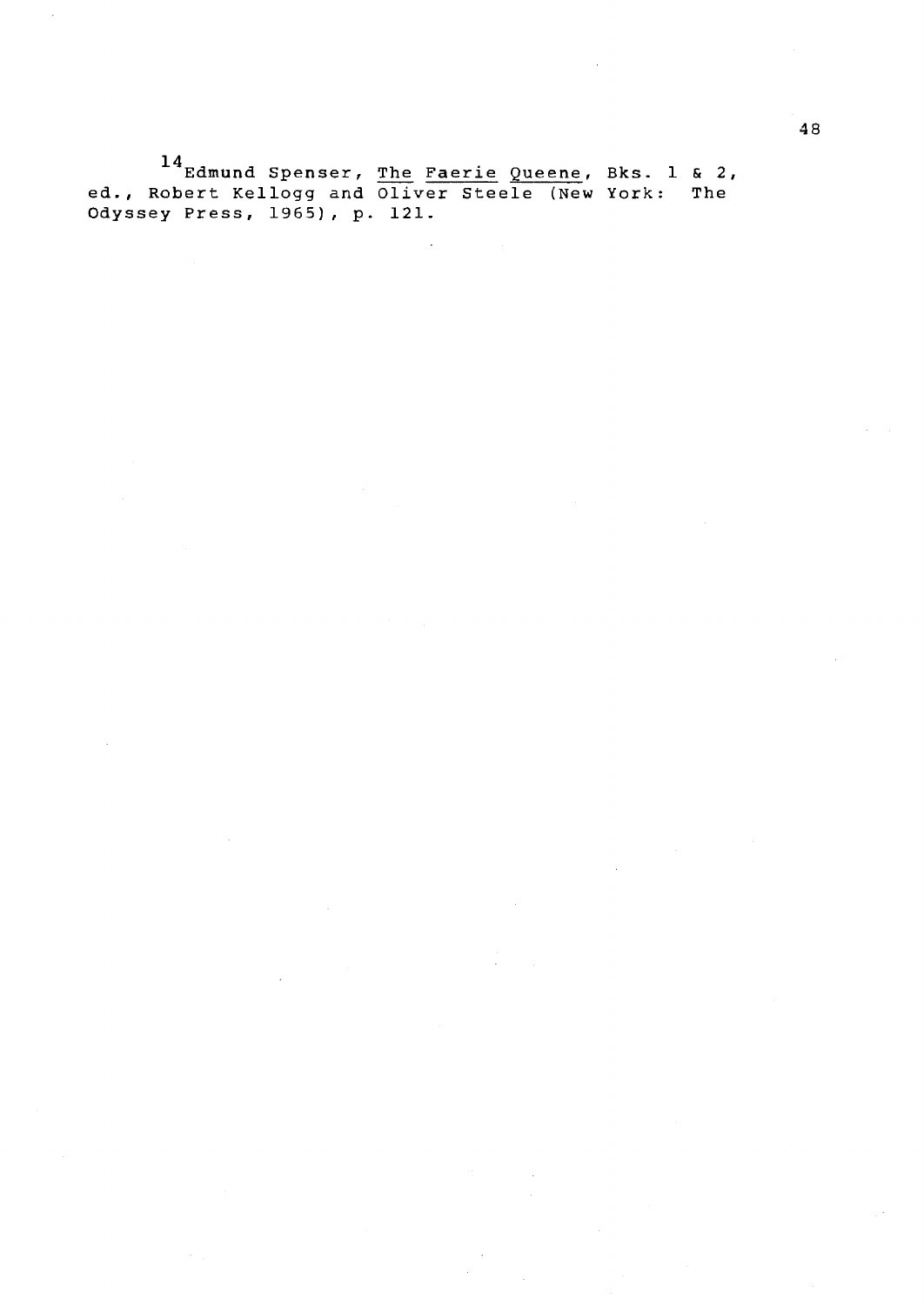[14] Edmund Spenser, The Faerie Queene, Bks. 1 & 2, ed., Robert Kellogg and Oliver Steele (New York: The Odyssey Press, 1965), p. 121.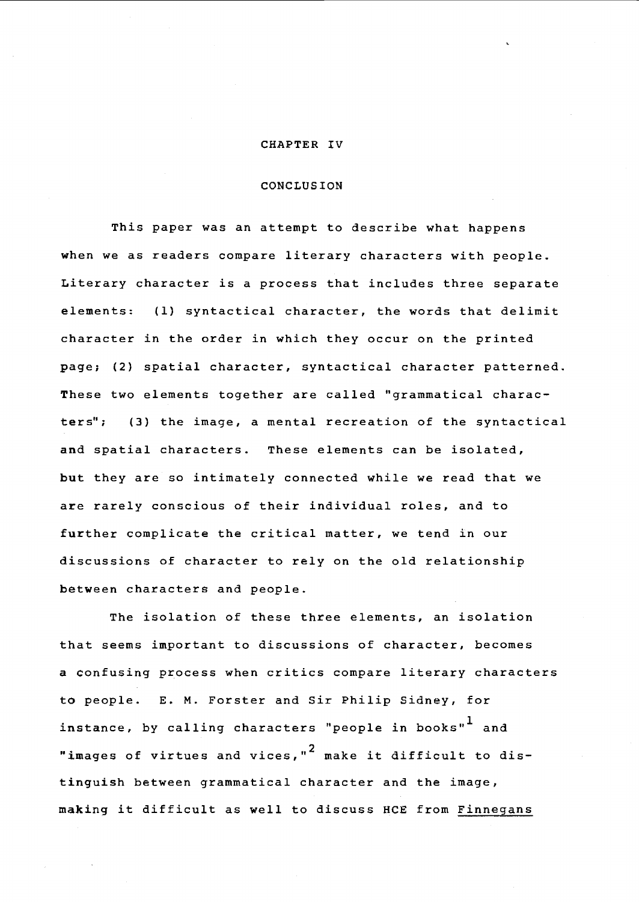# CHAPTER IV

## CONCLUSION

This paper was an attempt to describe what happens when we as readers compare literary characters with people. Literary character is a process that includes three separate elements: (1) syntactical character, the words that delimit character in the order in which they occur on the printed page; (2) spatial character, syntactical character patterned. These two elements together are called "grammatical characters"; (3) the image, a mental recreation of the syntactical and spatial characters. These elements can be isolated, but they are so intimately connected while we read that we are rarely conscious of their individual roles, and to further complicate the critical matter, we tend in our discussions of character to rely on the old relationship between characters and people.

The isolation of these three elements, an isolation that seems important to discussions of character, becomes a confusing process when critics compare literary characters to people. E. M. Forster and Sir Philip Sidney, for instance, by calling characters "people in books"[1] and "images of virtues and vices,"[2] make it difficult to distinguish between grammatical character and the image, making it difficult as well to discuss HCE from _Finnegans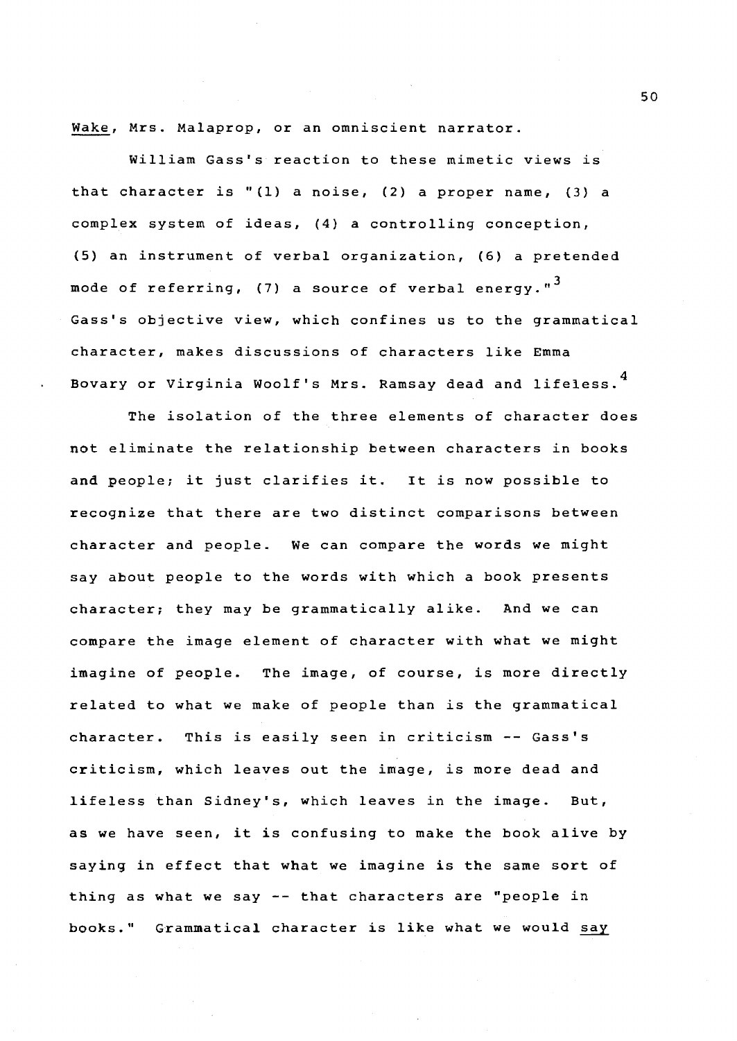Wake, Mrs. Malaprop, or an omniscient narrator.

William Gass's reaction to these mimetic views is that character is "(1) a noise, (2) a proper name, (3) a complex system of ideas, (4) a controlling conception, (5) an instrument of verbal organization, (6) a pretended mode of referring, (7) a source of verbal energy."[3] Gass's objective view, which confines us to the grammatical character, makes discussions of characters like Emma Bovary or Virginia Woolf's Mrs. Ramsay dead and lifeless.[4]

The isolation of the three elements of character does not eliminate the relationship between characters in books and people; it just clarifies it. It is now possible to recognize that there are two distinct comparisons between character and people. We can compare the words we might say about people to the words with which a book presents character; they may be grammatically alike. And we can compare the image element of character with what we might imagine of people. The image, of course, is more directly related to what we make of people than is the grammatical character. This is easily seen in criticism -- Gass's criticism, which leaves out the image, is more dead and lifeless than Sidney's, which leaves in the image. But, as we have seen, it is confusing to make the book alive by saying in effect that what we imagine is the same sort of thing as what we say -- that characters are "people in books." Grammatical character is like what we would say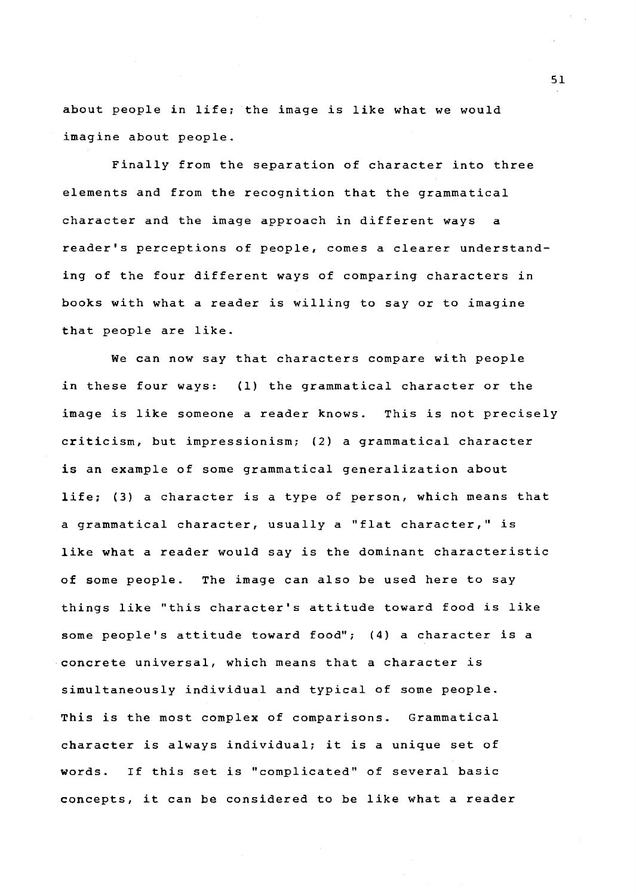about people in life; the image is like what we would imagine about people.

Finally from the separation of character into three elements and from the recognition that the grammatical character and the image approach in different ways a reader's perceptions of people, comes a clearer understanding of the four different ways of comparing characters in books with what a reader is willing to say or to imagine that people are like.

We can now say that characters compare with people in these four ways: (1) the grammatical character or the image is like someone a reader knows. This is not precisely criticism, but impressionism; (2) a grammatical character is an example of some grammatical generalization about life; (3) a character is a type of person, which means that a grammatical character, usually a "flat character," is like what a reader would say is the dominant characteristic of some people. The image can also be used here to say things like "this character's attitude toward food is like some people's attitude toward food"; (4) a character is a concrete universal, which means that a character is simultaneously individual and typical of some people. This is the most complex of comparisons. Grammatical character is always individual; it is a unique set of words. If this set is "complicated" of several basic concepts, it can be considered to be like what a reader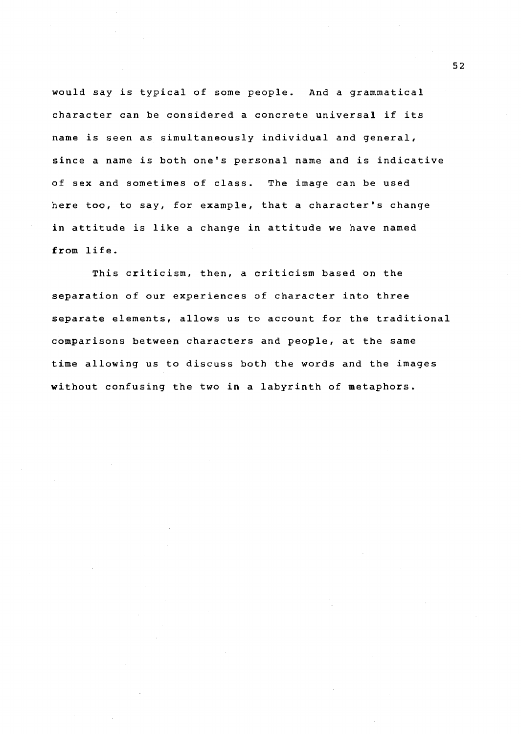would say is typical of some people. And a grammatical character can be considered a concrete universal if its name is seen as simultaneously individual and general, since a name is both one's personal name and is indicative of sex and sometimes of class. The image can be used here too, to say, for example, that a character's change in attitude is like a change in attitude we have named from life.

This criticism, then, a criticism based on the separation of our experiences of character into three separate elements, allows us to account for the traditional comparisons between characters and people, at the same time allowing us to discuss both the words and the images without confusing the two in a labyrinth of metaphors.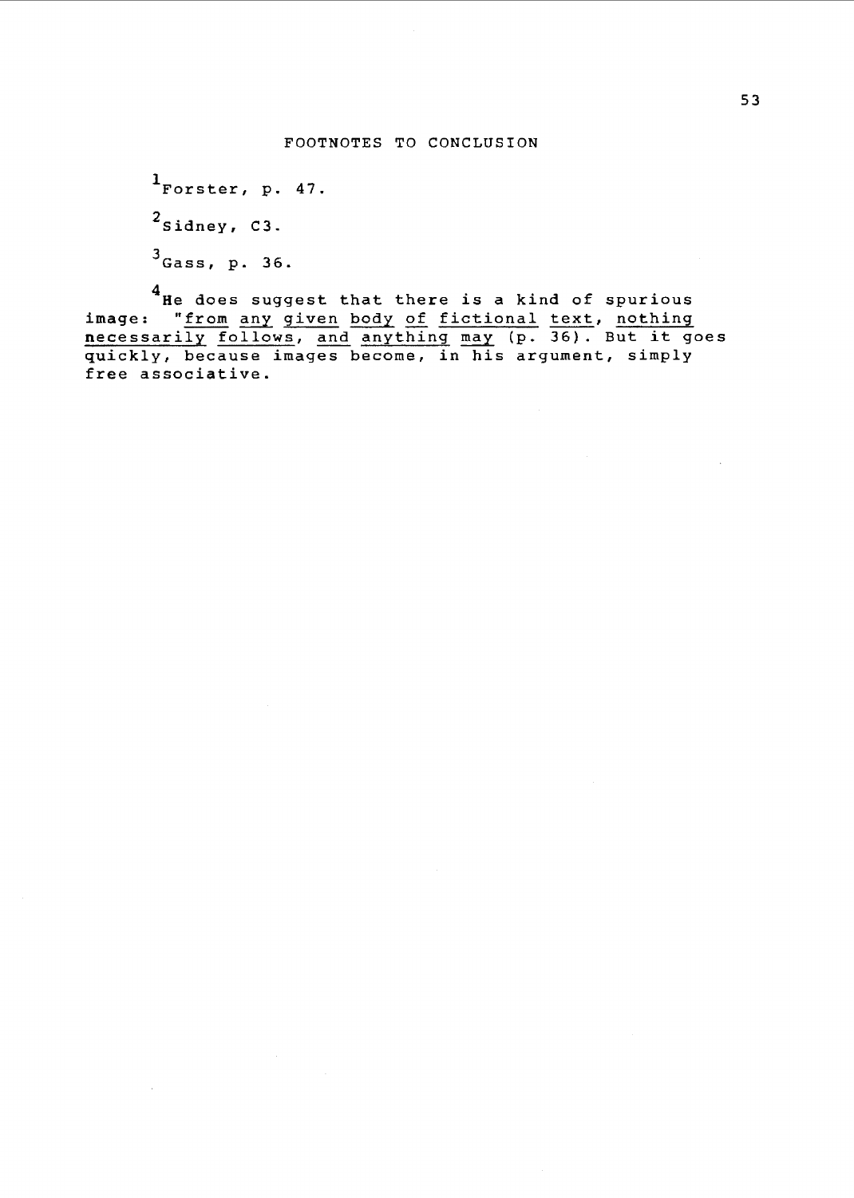## FOOTNOTES TO CONCLUSION

[1]Forster, p. 47.

[2]Sidney, C3.

[3]Gass, p. 36.

[4]He does suggest that there is a kind of spurious image: "from any given body of fictional text, nothing necessarily follows, and anything may (p. 36). But it goes quickly, because images become, in his argument, simply free associative.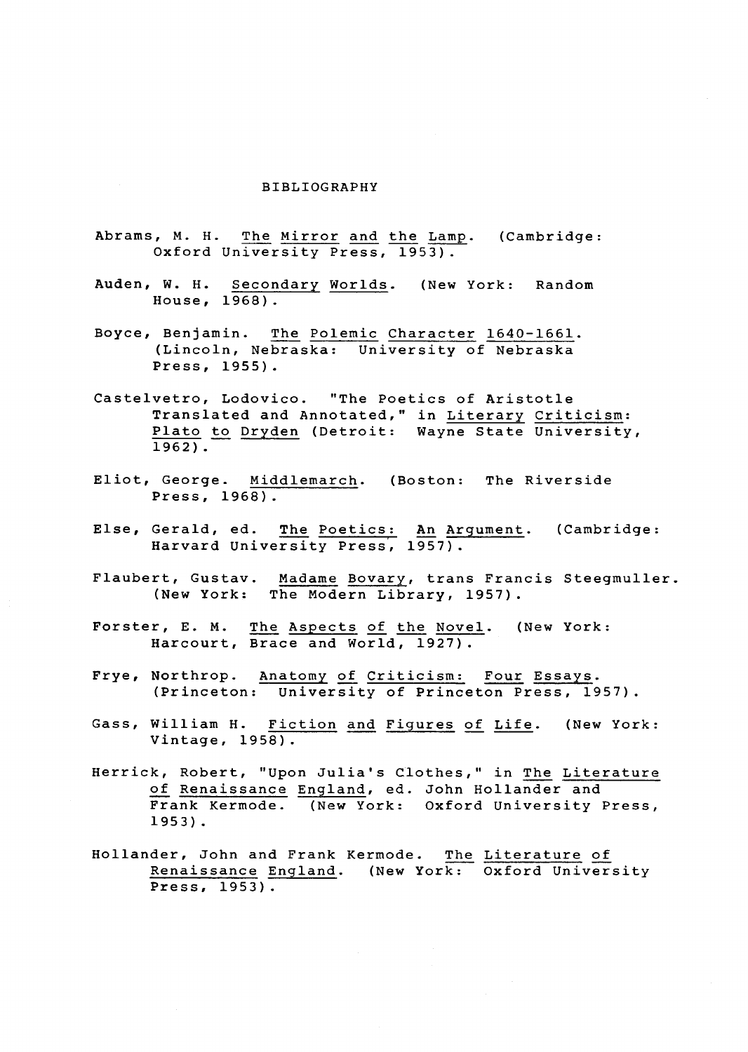# BIBLIOGRAPHY

Abrams, M. H. The Mirror and the Lamp. (Cambridge: Oxford University Press, 1953).

Auden, W. H. Secondary Worlds. (New York: Random House, 1968).

Boyce, Benjamin. The Polemic Character 1640-1661. (Lincoln, Nebraska: University of Nebraska Press, 1955).

Castelvetro, Lodovico. "The Poetics of Aristotle Translated and Annotated," in Literary Criticism: Plato to Dryden (Detroit: Wayne State University, 1962).

Eliot, George. Middlemarch. (Boston: The Riverside Press, 1968).

Else, Gerald, ed. The Poetics: An Argument. (Cambridge: Harvard University Press, 1957).

Flaubert, Gustav. Madame Bovary, trans Francis Steegmuller. (New York: The Modern Library, 1957).

Forster, E. M. The Aspects of the Novel. (New York: Harcourt, Brace and World, 1927).

Frye, Northrop. Anatomy of Criticism: Four Essays. (Princeton: University of Princeton Press, 1957).

Gass, William H. Fiction and Figures of Life. (New York: Vintage, 1958).

Herrick, Robert, "Upon Julia's Clothes," in The Literature of Renaissance England, ed. John Hollander and Frank Kermode. (New York: Oxford University Press, 1953).

Hollander, John and Frank Kermode. The Literature of Renaissance England. (New York: Oxford University Press, 1953).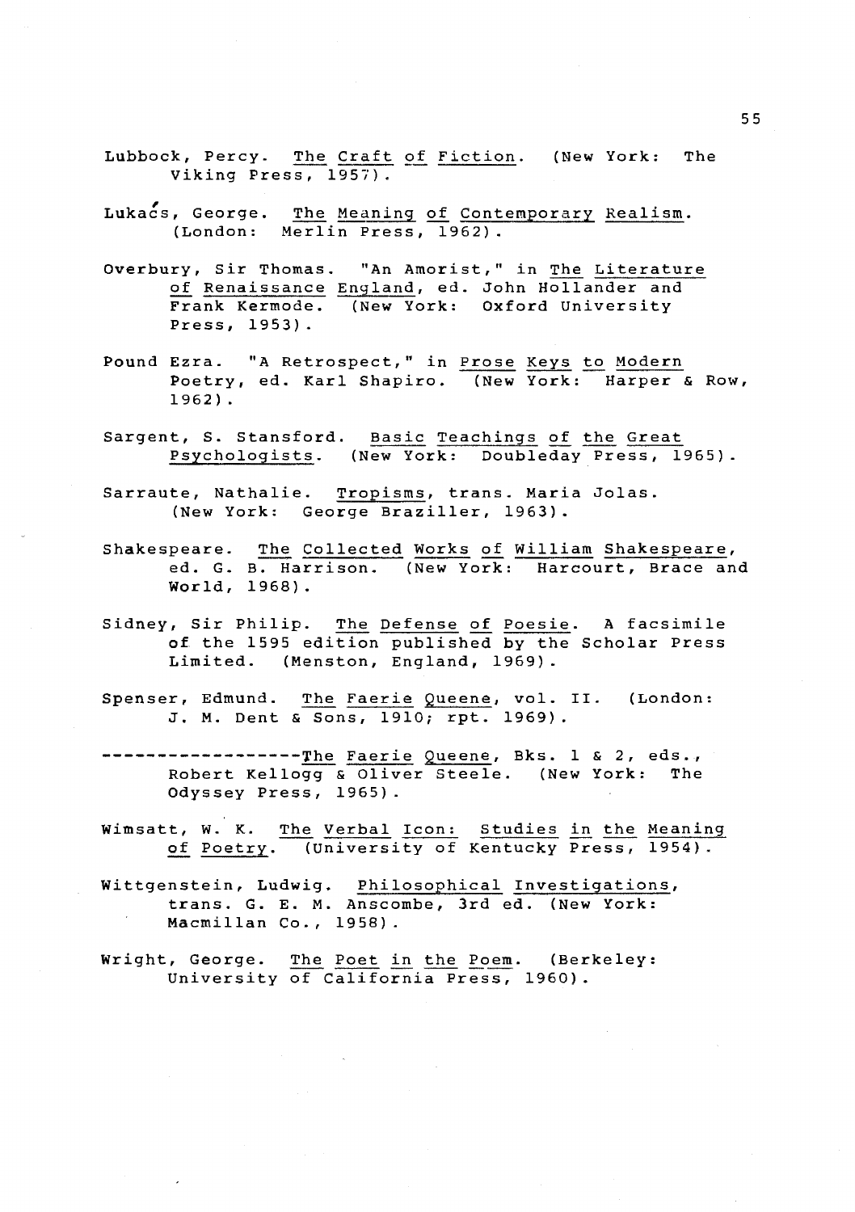Lubbock, Percy. The Craft of Fiction. (New York: The Viking Press, 1957).

Lukács, George. The Meaning of Contemporary Realism. (London: Merlin Press, 1962).

Overbury, Sir Thomas. "An Amorist," in The Literature of Renaissance England, ed. John Hollander and Frank Kermode. (New York: Oxford University Press, 1953).

Pound Ezra. "A Retrospect," in Prose Keys to Modern Poetry, ed. Karl Shapiro. (New York: Harper & Row, 1962).

Sargent, S. Stansford. Basic Teachings of the Great Psychologists. (New York: Doubleday Press, 1965).

Sarraute, Nathalie. Tropisms, trans. Maria Jolas. (New York: George Braziller, 1963).

Shakespeare. The Collected Works of William Shakespeare, ed. G. B. Harrison. (New York: Harcourt, Brace and World, 1968).

Sidney, Sir Philip. The Defense of Poesie. A facsimile of the 1595 edition published by the Scholar Press Limited. (Menston, England, 1969).

Spenser, Edmund. The Faerie Queene, vol. II. (London: J. M. Dent & Sons, 1910; rpt. 1969).

------------------The Faerie Queene, Bks. 1 & 2, eds., Robert Kellogg & Oliver Steele. (New York: The Odyssey Press, 1965).

Wimsatt, W. K. The Verbal Icon: Studies in the Meaning of Poetry. (University of Kentucky Press, 1954).

Wittgenstein, Ludwig. Philosophical Investigations, trans. G. E. M. Anscombe, 3rd ed. (New York: Macmillan Co., 1958).

Wright, George. The Poet in the Poem. (Berkeley: University of California Press, 1960).